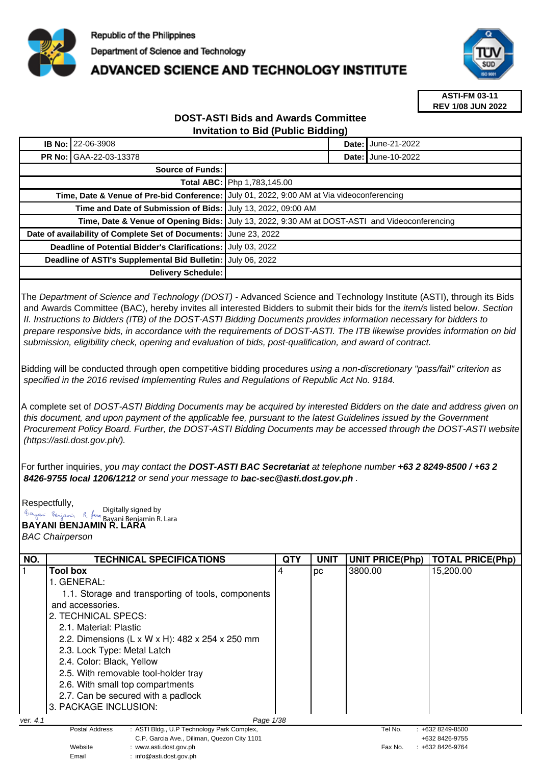Republic of the Philippines

Department of Science and Technology

# ADVANCED SCIENCE AND TECHNOLOGY INSTITUTE

**ASTI-FM 03-11**
**REV 1/08 JUN 2022**

## DOST-ASTI Bids and Awards Committee
## Invitation to Bid (Public Bidding)

| | | | |
|---|---|---|---|
| **IB No:** | 22-06-3908 | **Date:** | June-21-2022 |
| **PR No:** | GAA-22-03-13378 | **Date:** | June-10-2022 |

| | |
|---|---|
| **Source of Funds:** | |
| **Total ABC:** | Php 1,783,145.00 |
| **Time, Date & Venue of Pre-bid Conference:** | July 01, 2022, 9:00 AM at Via videoconferencing |
| **Time and Date of Submission of Bids:** | July 13, 2022, 09:00 AM |
| **Time, Date & Venue of Opening Bids:** | July 13, 2022, 9:30 AM at DOST-ASTI and Videoconferencing |
| **Date of availability of Complete Set of Documents:** | June 23, 2022 |
| **Deadline of Potential Bidder's Clarifications:** | July 03, 2022 |
| **Deadline of ASTI's Supplemental Bid Bulletin:** | July 06, 2022 |
| **Delivery Schedule:** | |

The *Department of Science and Technology (DOST)* - Advanced Science and Technology Institute (ASTI), through its Bids and Awards Committee (BAC), hereby invites all interested Bidders to submit their bids for the *item/s* listed below. *Section II. Instructions to Bidders (ITB) of the DOST-ASTI Bidding Documents provides information necessary for bidders to prepare responsive bids, in accordance with the requirements of DOST-ASTI. The ITB likewise provides information on bid submission, eligibility check, opening and evaluation of bids, post-qualification, and award of contract.*

Bidding will be conducted through open competitive bidding procedures *using a non-discretionary "pass/fail" criterion as specified in the 2016 revised Implementing Rules and Regulations of Republic Act No. 9184.*

A complete set of *DOST-ASTI Bidding Documents may be acquired by interested Bidders on the date and address given on this document, and upon payment of the applicable fee, pursuant to the latest Guidelines issued by the Government Procurement Policy Board. Further, the DOST-ASTI Bidding Documents may be accessed through the DOST-ASTI website (https://asti.dost.gov.ph/).*

For further inquiries, *you may contact the* ***DOST-ASTI BAC Secretariat*** *at telephone number* ***+63 2 8249-8500 / +63 2 8426-9755 local 1206/1212*** *or send your message to* ***bac-sec@asti.dost.gov.ph*** .

Respectfully,

Digitally signed by Bayani Benjamin R. Lara

**BAYANI BENJAMIN R. LARA**
*BAC Chairperson*

| NO. | TECHNICAL SPECIFICATIONS | QTY | UNIT | UNIT PRICE(Php) | TOTAL PRICE(Php) |
|---|---|---|---|---|---|
| 1 | **Tool box**<br>1. GENERAL:<br>1.1. Storage and transporting of tools, components and accessories.<br>2. TECHNICAL SPECS:<br>2.1. Material: Plastic<br>2.2. Dimensions (L x W x H): 482 x 254 x 250 mm<br>2.3. Lock Type: Metal Latch<br>2.4. Color: Black, Yellow<br>2.5. With removable tool-holder tray<br>2.6. With small top compartments<br>2.7. Can be secured with a padlock<br>3. PACKAGE INCLUSION: | 4 | pc | 3800.00 | 15,200.00 |

ver. 4.1

| | | | |
|---|---|---|---|
| Postal Address | : ASTI Bldg., U.P Technology Park Complex, C.P. Garcia Ave., Diliman, Quezon City 1101 | Tel No. | : +632 8249-8500<br>+632 8426-9755 |
| Website | : www.asti.dost.gov.ph | Fax No. | : +632 8426-9764 |
| Email | : info@asti.dost.gov.ph | | |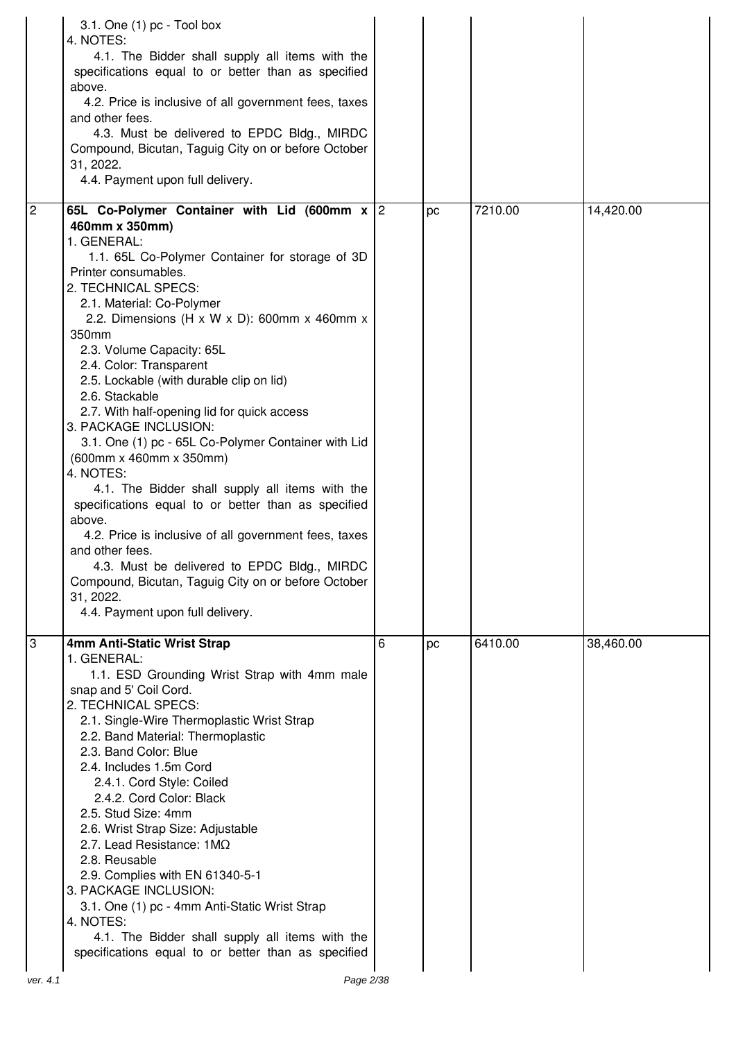| | | | | | |
|---|---|---|---|---|---|
| | 3.1. One (1) pc - Tool box<br>4. NOTES:<br>4.1. The Bidder shall supply all items with the specifications equal to or better than as specified above.<br>4.2. Price is inclusive of all government fees, taxes and other fees.<br>4.3. Must be delivered to EPDC Bldg., MIRDC Compound, Bicutan, Taguig City on or before October 31, 2022.<br>4.4. Payment upon full delivery. | | | | |
| 2 | **65L Co-Polymer Container with Lid (600mm x 460mm x 350mm)**<br>1. GENERAL:<br>1.1. 65L Co-Polymer Container for storage of 3D Printer consumables.<br>2. TECHNICAL SPECS:<br>2.1. Material: Co-Polymer<br>2.2. Dimensions (H x W x D): 600mm x 460mm x 350mm<br>2.3. Volume Capacity: 65L<br>2.4. Color: Transparent<br>2.5. Lockable (with durable clip on lid)<br>2.6. Stackable<br>2.7. With half-opening lid for quick access<br>3. PACKAGE INCLUSION:<br>3.1. One (1) pc - 65L Co-Polymer Container with Lid (600mm x 460mm x 350mm)<br>4. NOTES:<br>4.1. The Bidder shall supply all items with the specifications equal to or better than as specified above.<br>4.2. Price is inclusive of all government fees, taxes and other fees.<br>4.3. Must be delivered to EPDC Bldg., MIRDC Compound, Bicutan, Taguig City on or before October 31, 2022.<br>4.4. Payment upon full delivery. | 2 | pc | 7210.00 | 14,420.00 |
| 3 | **4mm Anti-Static Wrist Strap**<br>1. GENERAL:<br>1.1. ESD Grounding Wrist Strap with 4mm male snap and 5' Coil Cord.<br>2. TECHNICAL SPECS:<br>2.1. Single-Wire Thermoplastic Wrist Strap<br>2.2. Band Material: Thermoplastic<br>2.3. Band Color: Blue<br>2.4. Includes 1.5m Cord<br>2.4.1. Cord Style: Coiled<br>2.4.2. Cord Color: Black<br>2.5. Stud Size: 4mm<br>2.6. Wrist Strap Size: Adjustable<br>2.7. Lead Resistance: 1MΩ<br>2.8. Reusable<br>2.9. Complies with EN 61340-5-1<br>3. PACKAGE INCLUSION:<br>3.1. One (1) pc - 4mm Anti-Static Wrist Strap<br>4. NOTES:<br>4.1. The Bidder shall supply all items with the specifications equal to or better than as specified | 6 | pc | 6410.00 | 38,460.00 |

ver. 4.1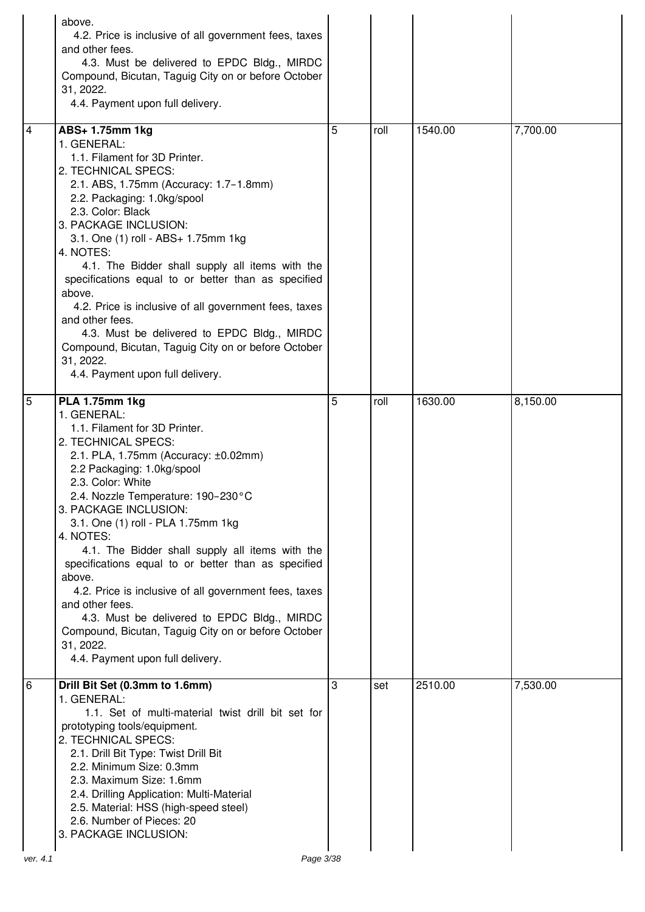| | | | | | |
|---|---|---|---|---|---|
| | above.<br>4.2. Price is inclusive of all government fees, taxes and other fees.<br>4.3. Must be delivered to EPDC Bldg., MIRDC Compound, Bicutan, Taguig City on or before October 31, 2022.<br>4.4. Payment upon full delivery. | | | | |
| 4 | **ABS+ 1.75mm 1kg**<br>1. GENERAL:<br>1.1. Filament for 3D Printer.<br>2. TECHNICAL SPECS:<br>2.1. ABS, 1.75mm (Accuracy: 1.7-1.8mm)<br>2.2. Packaging: 1.0kg/spool<br>2.3. Color: Black<br>3. PACKAGE INCLUSION:<br>3.1. One (1) roll - ABS+ 1.75mm 1kg<br>4. NOTES:<br>4.1. The Bidder shall supply all items with the specifications equal to or better than as specified above.<br>4.2. Price is inclusive of all government fees, taxes and other fees.<br>4.3. Must be delivered to EPDC Bldg., MIRDC Compound, Bicutan, Taguig City on or before October 31, 2022.<br>4.4. Payment upon full delivery. | 5 | roll | 1540.00 | 7,700.00 |
| 5 | **PLA 1.75mm 1kg**<br>1. GENERAL:<br>1.1. Filament for 3D Printer.<br>2. TECHNICAL SPECS:<br>2.1. PLA, 1.75mm (Accuracy: ±0.02mm)<br>2.2 Packaging: 1.0kg/spool<br>2.3. Color: White<br>2.4. Nozzle Temperature: 190-230°C<br>3. PACKAGE INCLUSION:<br>3.1. One (1) roll - PLA 1.75mm 1kg<br>4. NOTES:<br>4.1. The Bidder shall supply all items with the specifications equal to or better than as specified above.<br>4.2. Price is inclusive of all government fees, taxes and other fees.<br>4.3. Must be delivered to EPDC Bldg., MIRDC Compound, Bicutan, Taguig City on or before October 31, 2022.<br>4.4. Payment upon full delivery. | 5 | roll | 1630.00 | 8,150.00 |
| 6 | **Drill Bit Set (0.3mm to 1.6mm)**<br>1. GENERAL:<br>1.1. Set of multi-material twist drill bit set for prototyping tools/equipment.<br>2. TECHNICAL SPECS:<br>2.1. Drill Bit Type: Twist Drill Bit<br>2.2. Minimum Size: 0.3mm<br>2.3. Maximum Size: 1.6mm<br>2.4. Drilling Application: Multi-Material<br>2.5. Material: HSS (high-speed steel)<br>2.6. Number of Pieces: 20<br>3. PACKAGE INCLUSION: | 3 | set | 2510.00 | 7,530.00 |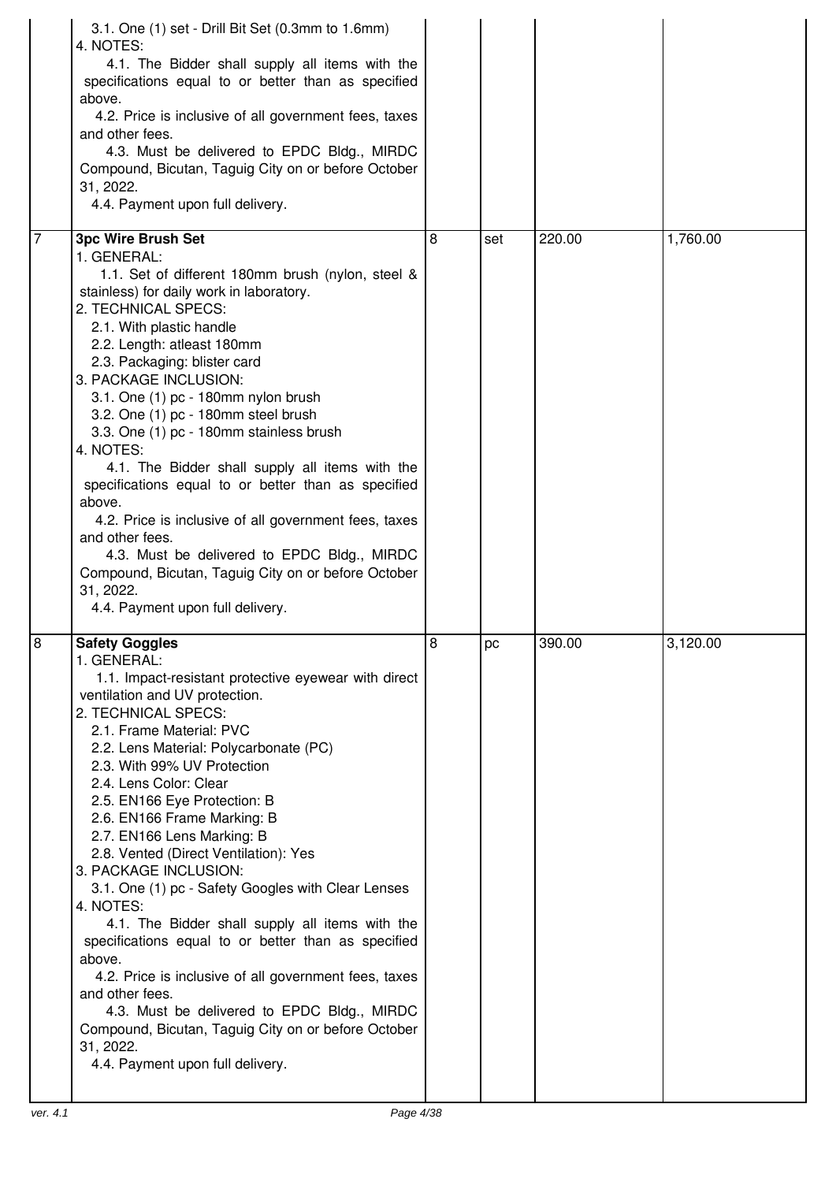| | | | | | |
|---|---|---|---|---|---|
| | 3.1. One (1) set - Drill Bit Set (0.3mm to 1.6mm)<br>4. NOTES:<br>4.1. The Bidder shall supply all items with the specifications equal to or better than as specified above.<br>4.2. Price is inclusive of all government fees, taxes and other fees.<br>4.3. Must be delivered to EPDC Bldg., MIRDC Compound, Bicutan, Taguig City on or before October 31, 2022.<br>4.4. Payment upon full delivery. | | | | |
| 7 | **3pc Wire Brush Set**<br>1. GENERAL:<br>1.1. Set of different 180mm brush (nylon, steel & stainless) for daily work in laboratory.<br>2. TECHNICAL SPECS:<br>2.1. With plastic handle<br>2.2. Length: atleast 180mm<br>2.3. Packaging: blister card<br>3. PACKAGE INCLUSION:<br>3.1. One (1) pc - 180mm nylon brush<br>3.2. One (1) pc - 180mm steel brush<br>3.3. One (1) pc - 180mm stainless brush<br>4. NOTES:<br>4.1. The Bidder shall supply all items with the specifications equal to or better than as specified above.<br>4.2. Price is inclusive of all government fees, taxes and other fees.<br>4.3. Must be delivered to EPDC Bldg., MIRDC Compound, Bicutan, Taguig City on or before October 31, 2022.<br>4.4. Payment upon full delivery. | 8 | set | 220.00 | 1,760.00 |
| 8 | **Safety Goggles**<br>1. GENERAL:<br>1.1. Impact-resistant protective eyewear with direct ventilation and UV protection.<br>2. TECHNICAL SPECS:<br>2.1. Frame Material: PVC<br>2.2. Lens Material: Polycarbonate (PC)<br>2.3. With 99% UV Protection<br>2.4. Lens Color: Clear<br>2.5. EN166 Eye Protection: B<br>2.6. EN166 Frame Marking: B<br>2.7. EN166 Lens Marking: B<br>2.8. Vented (Direct Ventilation): Yes<br>3. PACKAGE INCLUSION:<br>3.1. One (1) pc - Safety Googles with Clear Lenses<br>4. NOTES:<br>4.1. The Bidder shall supply all items with the specifications equal to or better than as specified above.<br>4.2. Price is inclusive of all government fees, taxes and other fees.<br>4.3. Must be delivered to EPDC Bldg., MIRDC Compound, Bicutan, Taguig City on or before October 31, 2022.<br>4.4. Payment upon full delivery. | 8 | pc | 390.00 | 3,120.00 |

ver. 4.1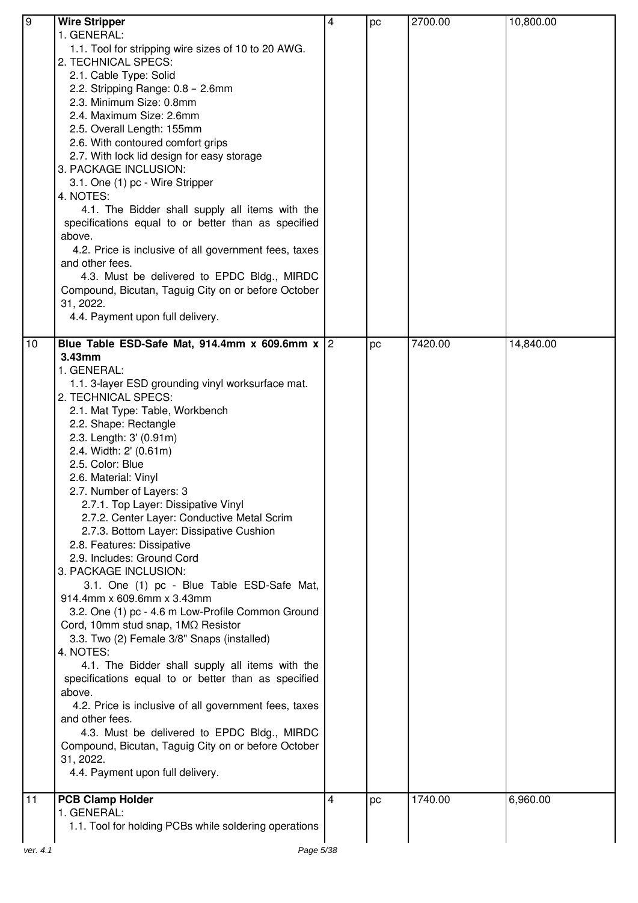| | | | | | |
|---|---|---|---|---|---|
| 9 | **Wire Stripper**<br>1. GENERAL:<br>1.1. Tool for stripping wire sizes of 10 to 20 AWG.<br>2. TECHNICAL SPECS:<br>2.1. Cable Type: Solid<br>2.2. Stripping Range: 0.8 – 2.6mm<br>2.3. Minimum Size: 0.8mm<br>2.4. Maximum Size: 2.6mm<br>2.5. Overall Length: 155mm<br>2.6. With contoured comfort grips<br>2.7. With lock lid design for easy storage<br>3. PACKAGE INCLUSION:<br>3.1. One (1) pc - Wire Stripper<br>4. NOTES:<br>4.1. The Bidder shall supply all items with the specifications equal to or better than as specified above.<br>4.2. Price is inclusive of all government fees, taxes and other fees.<br>4.3. Must be delivered to EPDC Bldg., MIRDC Compound, Bicutan, Taguig City on or before October 31, 2022.<br>4.4. Payment upon full delivery. | 4 | pc | 2700.00 | 10,800.00 |
| 10 | **Blue Table ESD-Safe Mat, 914.4mm x 609.6mm x 3.43mm**<br>1. GENERAL:<br>1.1. 3-layer ESD grounding vinyl worksurface mat.<br>2. TECHNICAL SPECS:<br>2.1. Mat Type: Table, Workbench<br>2.2. Shape: Rectangle<br>2.3. Length: 3' (0.91m)<br>2.4. Width: 2' (0.61m)<br>2.5. Color: Blue<br>2.6. Material: Vinyl<br>2.7. Number of Layers: 3<br>2.7.1. Top Layer: Dissipative Vinyl<br>2.7.2. Center Layer: Conductive Metal Scrim<br>2.7.3. Bottom Layer: Dissipative Cushion<br>2.8. Features: Dissipative<br>2.9. Includes: Ground Cord<br>3. PACKAGE INCLUSION:<br>3.1. One (1) pc - Blue Table ESD-Safe Mat, 914.4mm x 609.6mm x 3.43mm<br>3.2. One (1) pc - 4.6 m Low-Profile Common Ground Cord, 10mm stud snap, 1MΩ Resistor<br>3.3. Two (2) Female 3/8" Snaps (installed)<br>4. NOTES:<br>4.1. The Bidder shall supply all items with the specifications equal to or better than as specified above.<br>4.2. Price is inclusive of all government fees, taxes and other fees.<br>4.3. Must be delivered to EPDC Bldg., MIRDC Compound, Bicutan, Taguig City on or before October 31, 2022.<br>4.4. Payment upon full delivery. | 2 | pc | 7420.00 | 14,840.00 |
| 11 | **PCB Clamp Holder**<br>1. GENERAL:<br>1.1. Tool for holding PCBs while soldering operations | 4 | pc | 1740.00 | 6,960.00 |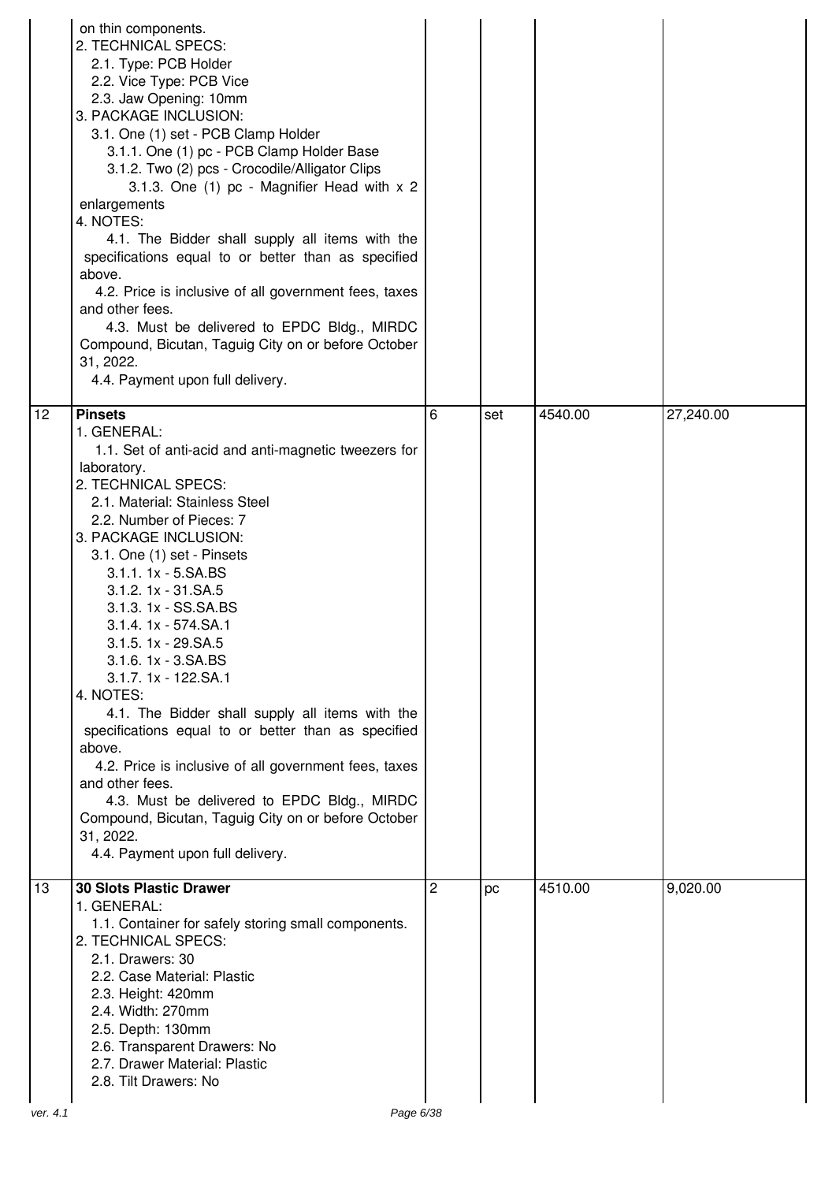| | | | | | |
|---|---|---|---|---|---|
| | on thin components.<br>2. TECHNICAL SPECS:<br>2.1. Type: PCB Holder<br>2.2. Vice Type: PCB Vice<br>2.3. Jaw Opening: 10mm<br>3. PACKAGE INCLUSION:<br>3.1. One (1) set - PCB Clamp Holder<br>3.1.1. One (1) pc - PCB Clamp Holder Base<br>3.1.2. Two (2) pcs - Crocodile/Alligator Clips<br>3.1.3. One (1) pc - Magnifier Head with x 2 enlargements<br>4. NOTES:<br>4.1. The Bidder shall supply all items with the specifications equal to or better than as specified above.<br>4.2. Price is inclusive of all government fees, taxes and other fees.<br>4.3. Must be delivered to EPDC Bldg., MIRDC Compound, Bicutan, Taguig City on or before October 31, 2022.<br>4.4. Payment upon full delivery. | | | | |
| 12 | **Pinsets**<br>1. GENERAL:<br>1.1. Set of anti-acid and anti-magnetic tweezers for laboratory.<br>2. TECHNICAL SPECS:<br>2.1. Material: Stainless Steel<br>2.2. Number of Pieces: 7<br>3. PACKAGE INCLUSION:<br>3.1. One (1) set - Pinsets<br>3.1.1. 1x - 5.SA.BS<br>3.1.2. 1x - 31.SA.5<br>3.1.3. 1x - SS.SA.BS<br>3.1.4. 1x - 574.SA.1<br>3.1.5. 1x - 29.SA.5<br>3.1.6. 1x - 3.SA.BS<br>3.1.7. 1x - 122.SA.1<br>4. NOTES:<br>4.1. The Bidder shall supply all items with the specifications equal to or better than as specified above.<br>4.2. Price is inclusive of all government fees, taxes and other fees.<br>4.3. Must be delivered to EPDC Bldg., MIRDC Compound, Bicutan, Taguig City on or before October 31, 2022.<br>4.4. Payment upon full delivery. | 6 | set | 4540.00 | 27,240.00 |
| 13 | **30 Slots Plastic Drawer**<br>1. GENERAL:<br>1.1. Container for safely storing small components.<br>2. TECHNICAL SPECS:<br>2.1. Drawers: 30<br>2.2. Case Material: Plastic<br>2.3. Height: 420mm<br>2.4. Width: 270mm<br>2.5. Depth: 130mm<br>2.6. Transparent Drawers: No<br>2.7. Drawer Material: Plastic<br>2.8. Tilt Drawers: No | 2 | pc | 4510.00 | 9,020.00 |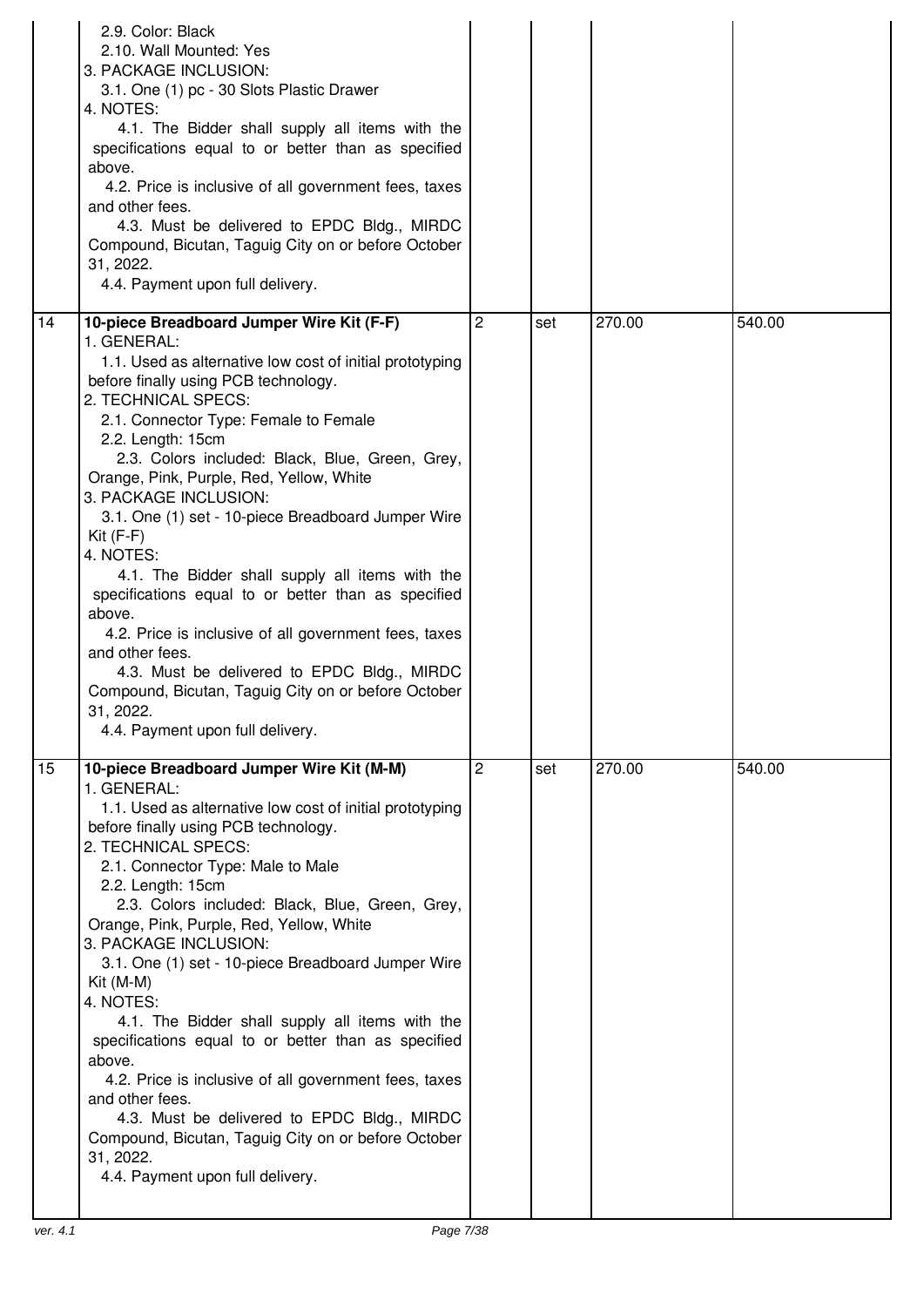| | | | | | |
|---|---|---|---|---|---|
| | 2.9. Color: Black<br>2.10. Wall Mounted: Yes<br>3. PACKAGE INCLUSION:<br>3.1. One (1) pc - 30 Slots Plastic Drawer<br>4. NOTES:<br>4.1. The Bidder shall supply all items with the specifications equal to or better than as specified above.<br>4.2. Price is inclusive of all government fees, taxes and other fees.<br>4.3. Must be delivered to EPDC Bldg., MIRDC Compound, Bicutan, Taguig City on or before October 31, 2022.<br>4.4. Payment upon full delivery. | | | | |
| 14 | **10-piece Breadboard Jumper Wire Kit (F-F)**<br>1. GENERAL:<br>1.1. Used as alternative low cost of initial prototyping before finally using PCB technology.<br>2. TECHNICAL SPECS:<br>2.1. Connector Type: Female to Female<br>2.2. Length: 15cm<br>2.3. Colors included: Black, Blue, Green, Grey, Orange, Pink, Purple, Red, Yellow, White<br>3. PACKAGE INCLUSION:<br>3.1. One (1) set - 10-piece Breadboard Jumper Wire Kit (F-F)<br>4. NOTES:<br>4.1. The Bidder shall supply all items with the specifications equal to or better than as specified above.<br>4.2. Price is inclusive of all government fees, taxes and other fees.<br>4.3. Must be delivered to EPDC Bldg., MIRDC Compound, Bicutan, Taguig City on or before October 31, 2022.<br>4.4. Payment upon full delivery. | 2 | set | 270.00 | 540.00 |
| 15 | **10-piece Breadboard Jumper Wire Kit (M-M)**<br>1. GENERAL:<br>1.1. Used as alternative low cost of initial prototyping before finally using PCB technology.<br>2. TECHNICAL SPECS:<br>2.1. Connector Type: Male to Male<br>2.2. Length: 15cm<br>2.3. Colors included: Black, Blue, Green, Grey, Orange, Pink, Purple, Red, Yellow, White<br>3. PACKAGE INCLUSION:<br>3.1. One (1) set - 10-piece Breadboard Jumper Wire Kit (M-M)<br>4. NOTES:<br>4.1. The Bidder shall supply all items with the specifications equal to or better than as specified above.<br>4.2. Price is inclusive of all government fees, taxes and other fees.<br>4.3. Must be delivered to EPDC Bldg., MIRDC Compound, Bicutan, Taguig City on or before October 31, 2022.<br>4.4. Payment upon full delivery. | 2 | set | 270.00 | 540.00 |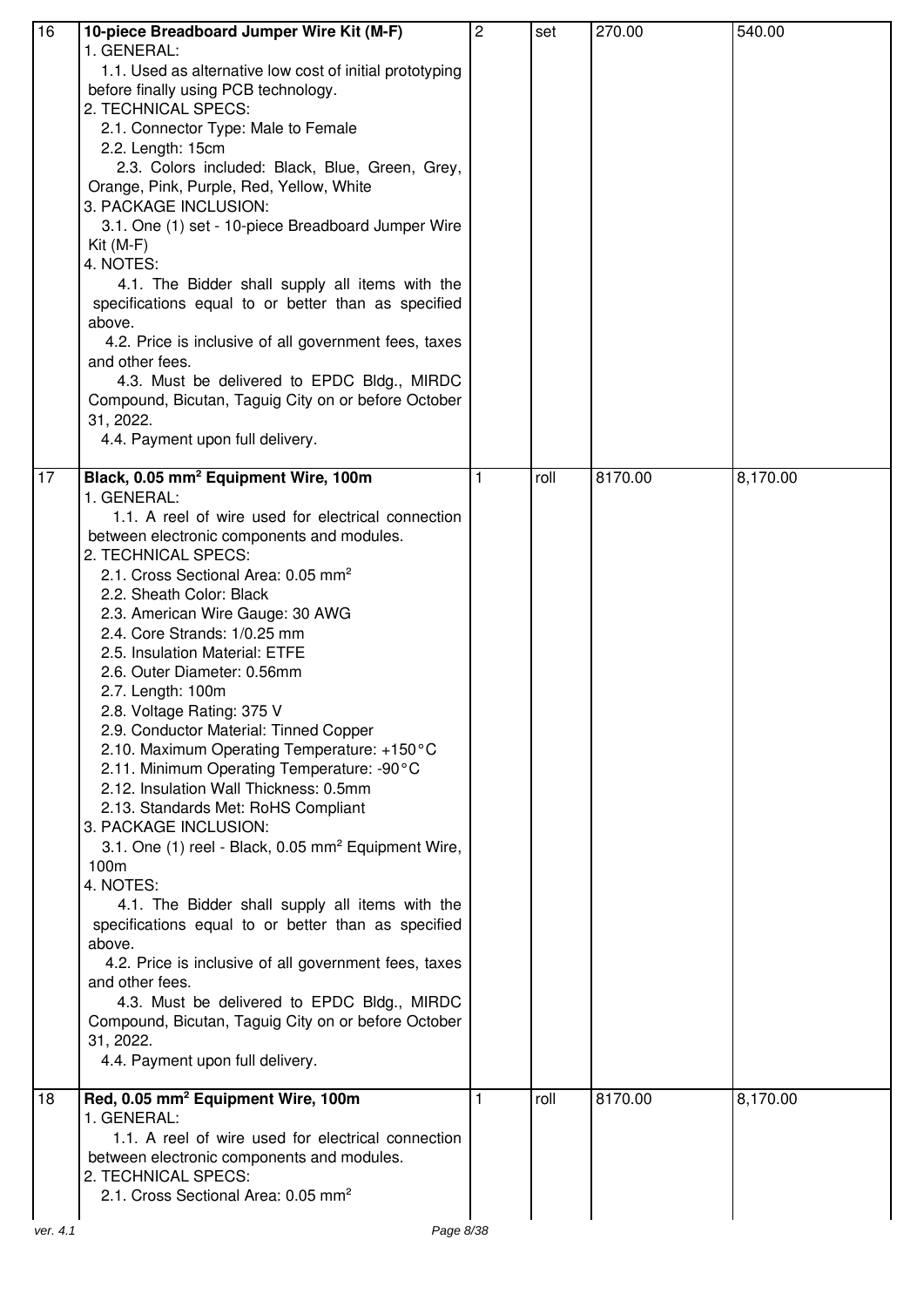| | | | | | |
|---|---|---|---|---|---|
| 16 | **10-piece Breadboard Jumper Wire Kit (M-F)**<br>1. GENERAL:<br>1.1. Used as alternative low cost of initial prototyping before finally using PCB technology.<br>2. TECHNICAL SPECS:<br>2.1. Connector Type: Male to Female<br>2.2. Length: 15cm<br>2.3. Colors included: Black, Blue, Green, Grey, Orange, Pink, Purple, Red, Yellow, White<br>3. PACKAGE INCLUSION:<br>3.1. One (1) set - 10-piece Breadboard Jumper Wire Kit (M-F)<br>4. NOTES:<br>4.1. The Bidder shall supply all items with the specifications equal to or better than as specified above.<br>4.2. Price is inclusive of all government fees, taxes and other fees.<br>4.3. Must be delivered to EPDC Bldg., MIRDC Compound, Bicutan, Taguig City on or before October 31, 2022.<br>4.4. Payment upon full delivery. | 2 | set | 270.00 | 540.00 |
| 17 | **Black, 0.05 mm² Equipment Wire, 100m**<br>1. GENERAL:<br>1.1. A reel of wire used for electrical connection between electronic components and modules.<br>2. TECHNICAL SPECS:<br>2.1. Cross Sectional Area: 0.05 mm²<br>2.2. Sheath Color: Black<br>2.3. American Wire Gauge: 30 AWG<br>2.4. Core Strands: 1/0.25 mm<br>2.5. Insulation Material: ETFE<br>2.6. Outer Diameter: 0.56mm<br>2.7. Length: 100m<br>2.8. Voltage Rating: 375 V<br>2.9. Conductor Material: Tinned Copper<br>2.10. Maximum Operating Temperature: +150°C<br>2.11. Minimum Operating Temperature: -90°C<br>2.12. Insulation Wall Thickness: 0.5mm<br>2.13. Standards Met: RoHS Compliant<br>3. PACKAGE INCLUSION:<br>3.1. One (1) reel - Black, 0.05 mm² Equipment Wire, 100m<br>4. NOTES:<br>4.1. The Bidder shall supply all items with the specifications equal to or better than as specified above.<br>4.2. Price is inclusive of all government fees, taxes and other fees.<br>4.3. Must be delivered to EPDC Bldg., MIRDC Compound, Bicutan, Taguig City on or before October 31, 2022.<br>4.4. Payment upon full delivery. | 1 | roll | 8170.00 | 8,170.00 |
| 18 | **Red, 0.05 mm² Equipment Wire, 100m**<br>1. GENERAL:<br>1.1. A reel of wire used for electrical connection between electronic components and modules.<br>2. TECHNICAL SPECS:<br>2.1. Cross Sectional Area: 0.05 mm² | 1 | roll | 8170.00 | 8,170.00 |

ver. 4.1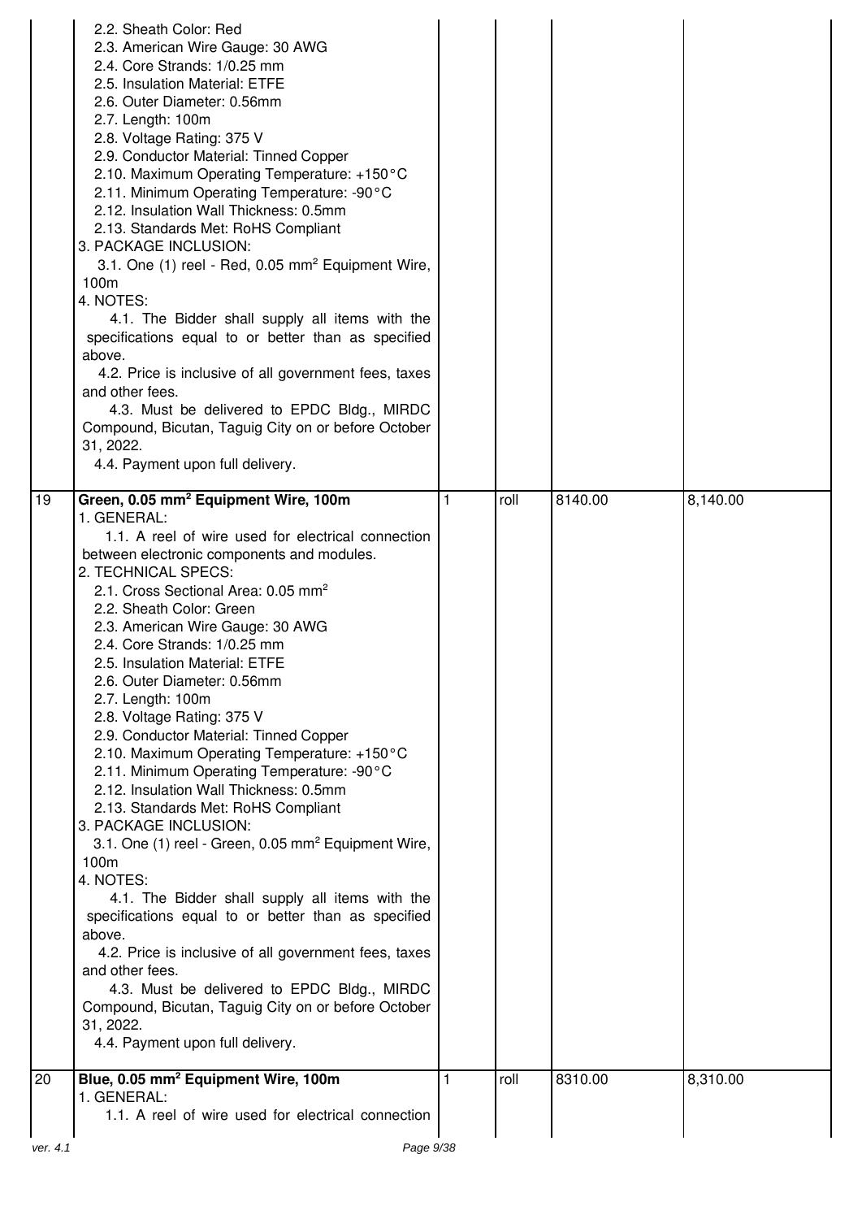| | | | | | |
|---|---|---|---|---|---|
| | 2.2. Sheath Color: Red<br>2.3. American Wire Gauge: 30 AWG<br>2.4. Core Strands: 1/0.25 mm<br>2.5. Insulation Material: ETFE<br>2.6. Outer Diameter: 0.56mm<br>2.7. Length: 100m<br>2.8. Voltage Rating: 375 V<br>2.9. Conductor Material: Tinned Copper<br>2.10. Maximum Operating Temperature: +150°C<br>2.11. Minimum Operating Temperature: -90°C<br>2.12. Insulation Wall Thickness: 0.5mm<br>2.13. Standards Met: RoHS Compliant<br>3. PACKAGE INCLUSION:<br>3.1. One (1) reel - Red, 0.05 mm² Equipment Wire, 100m<br>4. NOTES:<br>4.1. The Bidder shall supply all items with the specifications equal to or better than as specified above.<br>4.2. Price is inclusive of all government fees, taxes and other fees.<br>4.3. Must be delivered to EPDC Bldg., MIRDC Compound, Bicutan, Taguig City on or before October 31, 2022.<br>4.4. Payment upon full delivery. | | | | |
| 19 | **Green, 0.05 mm² Equipment Wire, 100m**<br>1. GENERAL:<br>1.1. A reel of wire used for electrical connection between electronic components and modules.<br>2. TECHNICAL SPECS:<br>2.1. Cross Sectional Area: 0.05 mm²<br>2.2. Sheath Color: Green<br>2.3. American Wire Gauge: 30 AWG<br>2.4. Core Strands: 1/0.25 mm<br>2.5. Insulation Material: ETFE<br>2.6. Outer Diameter: 0.56mm<br>2.7. Length: 100m<br>2.8. Voltage Rating: 375 V<br>2.9. Conductor Material: Tinned Copper<br>2.10. Maximum Operating Temperature: +150°C<br>2.11. Minimum Operating Temperature: -90°C<br>2.12. Insulation Wall Thickness: 0.5mm<br>2.13. Standards Met: RoHS Compliant<br>3. PACKAGE INCLUSION:<br>3.1. One (1) reel - Green, 0.05 mm² Equipment Wire, 100m<br>4. NOTES:<br>4.1. The Bidder shall supply all items with the specifications equal to or better than as specified above.<br>4.2. Price is inclusive of all government fees, taxes and other fees.<br>4.3. Must be delivered to EPDC Bldg., MIRDC Compound, Bicutan, Taguig City on or before October 31, 2022.<br>4.4. Payment upon full delivery. | 1 | roll | 8140.00 | 8,140.00 |
| 20 | **Blue, 0.05 mm² Equipment Wire, 100m**<br>1. GENERAL:<br>1.1. A reel of wire used for electrical connection | 1 | roll | 8310.00 | 8,310.00 |

ver. 4.1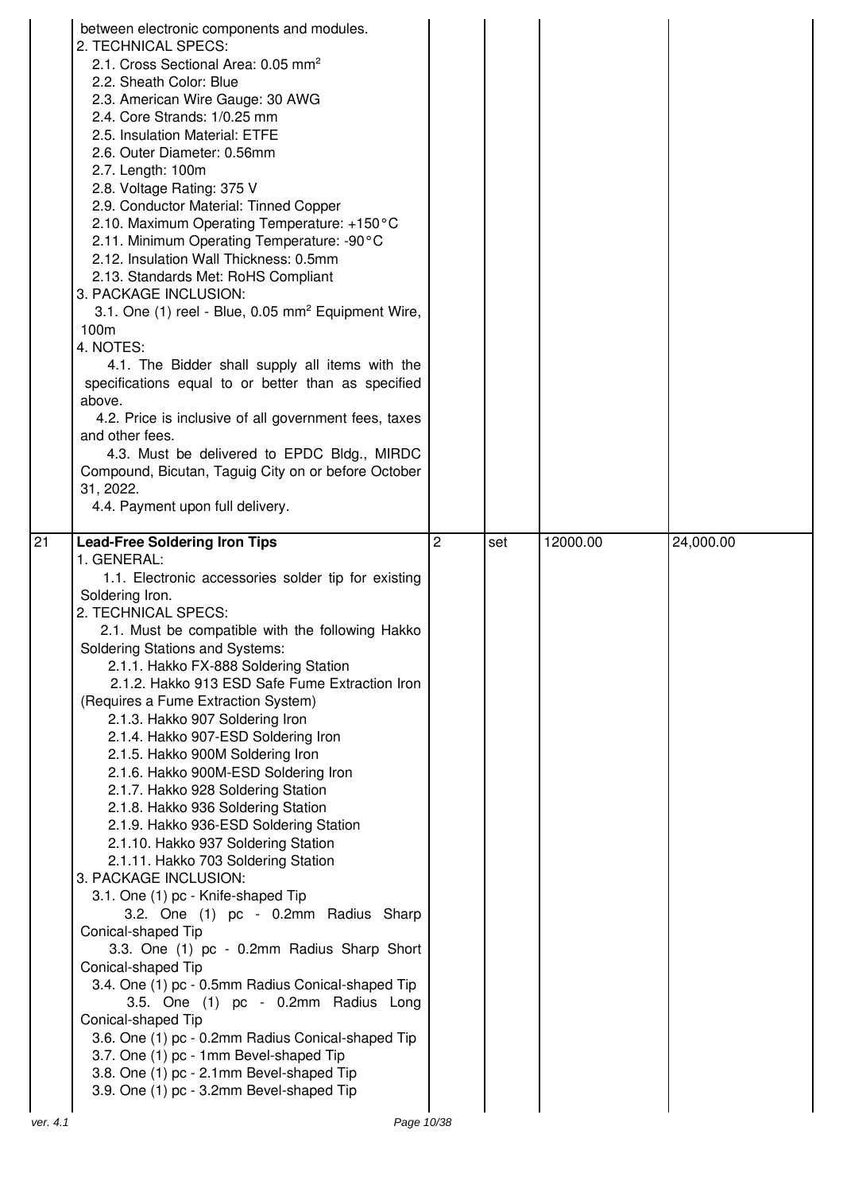| | | | | | |
|---|---|---|---|---|---|
| | between electronic components and modules.<br>2. TECHNICAL SPECS:<br>2.1. Cross Sectional Area: 0.05 mm²<br>2.2. Sheath Color: Blue<br>2.3. American Wire Gauge: 30 AWG<br>2.4. Core Strands: 1/0.25 mm<br>2.5. Insulation Material: ETFE<br>2.6. Outer Diameter: 0.56mm<br>2.7. Length: 100m<br>2.8. Voltage Rating: 375 V<br>2.9. Conductor Material: Tinned Copper<br>2.10. Maximum Operating Temperature: +150°C<br>2.11. Minimum Operating Temperature: -90°C<br>2.12. Insulation Wall Thickness: 0.5mm<br>2.13. Standards Met: RoHS Compliant<br>3. PACKAGE INCLUSION:<br>3.1. One (1) reel - Blue, 0.05 mm² Equipment Wire, 100m<br>4. NOTES:<br>4.1. The Bidder shall supply all items with the specifications equal to or better than as specified above.<br>4.2. Price is inclusive of all government fees, taxes and other fees.<br>4.3. Must be delivered to EPDC Bldg., MIRDC Compound, Bicutan, Taguig City on or before October 31, 2022.<br>4.4. Payment upon full delivery. | | | | |
| 21 | **Lead-Free Soldering Iron Tips**<br>1. GENERAL:<br>1.1. Electronic accessories solder tip for existing Soldering Iron.<br>2. TECHNICAL SPECS:<br>2.1. Must be compatible with the following Hakko Soldering Stations and Systems:<br>2.1.1. Hakko FX-888 Soldering Station<br>2.1.2. Hakko 913 ESD Safe Fume Extraction Iron (Requires a Fume Extraction System)<br>2.1.3. Hakko 907 Soldering Iron<br>2.1.4. Hakko 907-ESD Soldering Iron<br>2.1.5. Hakko 900M Soldering Iron<br>2.1.6. Hakko 900M-ESD Soldering Iron<br>2.1.7. Hakko 928 Soldering Station<br>2.1.8. Hakko 936 Soldering Station<br>2.1.9. Hakko 936-ESD Soldering Station<br>2.1.10. Hakko 937 Soldering Station<br>2.1.11. Hakko 703 Soldering Station<br>3. PACKAGE INCLUSION:<br>3.1. One (1) pc - Knife-shaped Tip<br>3.2. One (1) pc - 0.2mm Radius Sharp Conical-shaped Tip<br>3.3. One (1) pc - 0.2mm Radius Sharp Short Conical-shaped Tip<br>3.4. One (1) pc - 0.5mm Radius Conical-shaped Tip<br>3.5. One (1) pc - 0.2mm Radius Long Conical-shaped Tip<br>3.6. One (1) pc - 0.2mm Radius Conical-shaped Tip<br>3.7. One (1) pc - 1mm Bevel-shaped Tip<br>3.8. One (1) pc - 2.1mm Bevel-shaped Tip<br>3.9. One (1) pc - 3.2mm Bevel-shaped Tip | 2 | set | 12000.00 | 24,000.00 |

ver. 4.1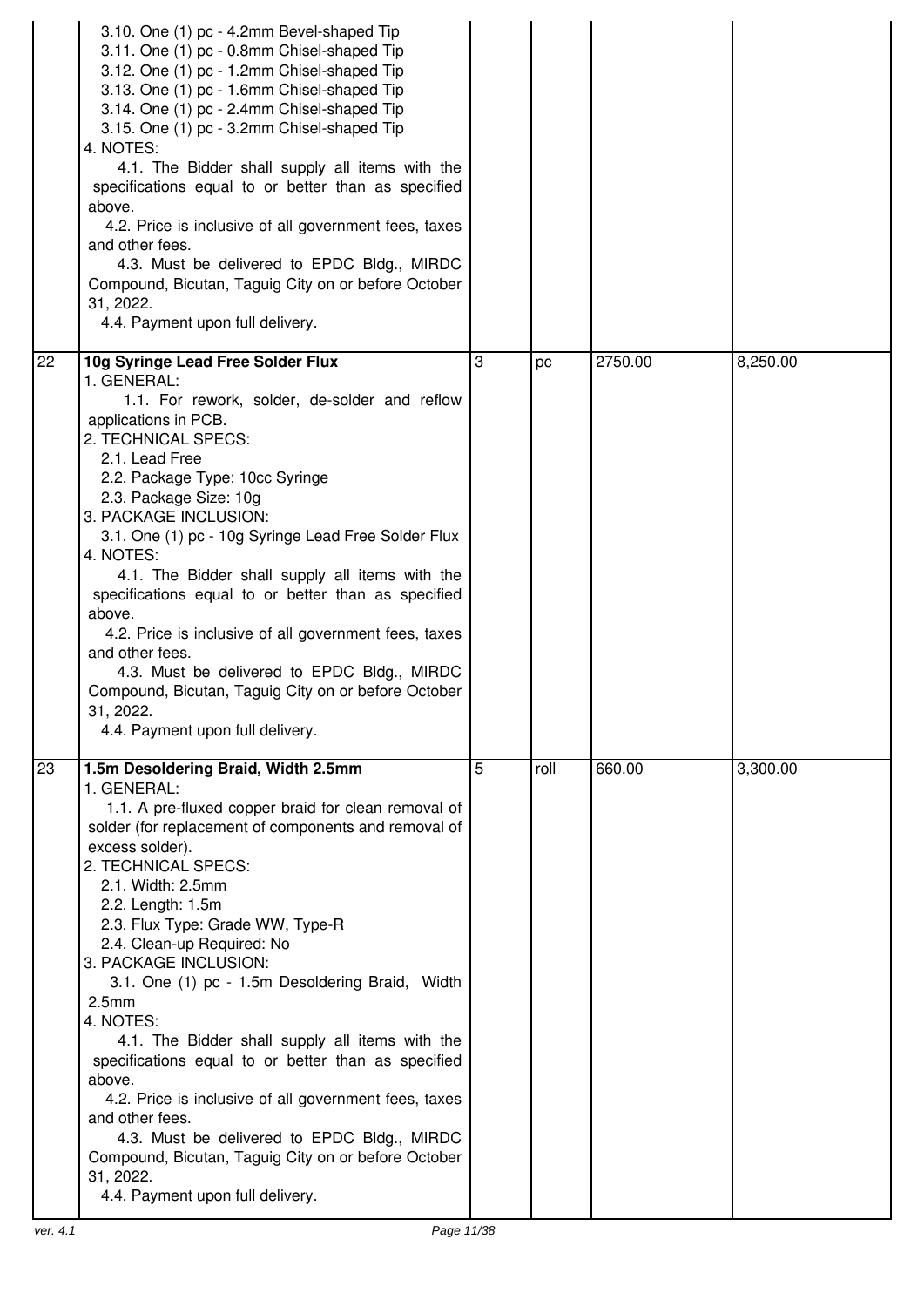| | | | | | |
|---|---|---|---|---|---|
| | 3.10. One (1) pc - 4.2mm Bevel-shaped Tip<br>3.11. One (1) pc - 0.8mm Chisel-shaped Tip<br>3.12. One (1) pc - 1.2mm Chisel-shaped Tip<br>3.13. One (1) pc - 1.6mm Chisel-shaped Tip<br>3.14. One (1) pc - 2.4mm Chisel-shaped Tip<br>3.15. One (1) pc - 3.2mm Chisel-shaped Tip<br>4. NOTES:<br>4.1. The Bidder shall supply all items with the specifications equal to or better than as specified above.<br>4.2. Price is inclusive of all government fees, taxes and other fees.<br>4.3. Must be delivered to EPDC Bldg., MIRDC Compound, Bicutan, Taguig City on or before October 31, 2022.<br>4.4. Payment upon full delivery. | | | | |
| 22 | **10g Syringe Lead Free Solder Flux**<br>1. GENERAL:<br>1.1. For rework, solder, de-solder and reflow applications in PCB.<br>2. TECHNICAL SPECS:<br>2.1. Lead Free<br>2.2. Package Type: 10cc Syringe<br>2.3. Package Size: 10g<br>3. PACKAGE INCLUSION:<br>3.1. One (1) pc - 10g Syringe Lead Free Solder Flux<br>4. NOTES:<br>4.1. The Bidder shall supply all items with the specifications equal to or better than as specified above.<br>4.2. Price is inclusive of all government fees, taxes and other fees.<br>4.3. Must be delivered to EPDC Bldg., MIRDC Compound, Bicutan, Taguig City on or before October 31, 2022.<br>4.4. Payment upon full delivery. | 3 | pc | 2750.00 | 8,250.00 |
| 23 | **1.5m Desoldering Braid, Width 2.5mm**<br>1. GENERAL:<br>1.1. A pre-fluxed copper braid for clean removal of solder (for replacement of components and removal of excess solder).<br>2. TECHNICAL SPECS:<br>2.1. Width: 2.5mm<br>2.2. Length: 1.5m<br>2.3. Flux Type: Grade WW, Type-R<br>2.4. Clean-up Required: No<br>3. PACKAGE INCLUSION:<br>3.1. One (1) pc - 1.5m Desoldering Braid, Width 2.5mm<br>4. NOTES:<br>4.1. The Bidder shall supply all items with the specifications equal to or better than as specified above.<br>4.2. Price is inclusive of all government fees, taxes and other fees.<br>4.3. Must be delivered to EPDC Bldg., MIRDC Compound, Bicutan, Taguig City on or before October 31, 2022.<br>4.4. Payment upon full delivery. | 5 | roll | 660.00 | 3,300.00 |

ver. 4.1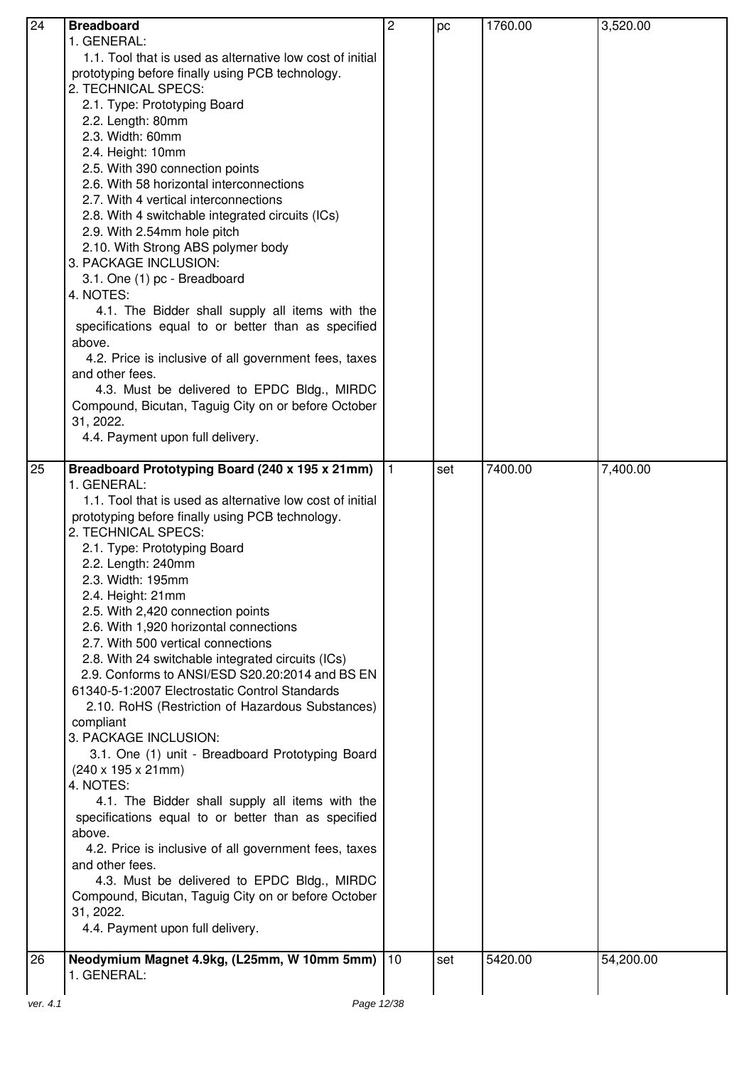| | | | | | |
|---|---|---|---|---|---|
| 24 | **Breadboard**<br>1. GENERAL:<br>1.1. Tool that is used as alternative low cost of initial prototyping before finally using PCB technology.<br>2. TECHNICAL SPECS:<br>2.1. Type: Prototyping Board<br>2.2. Length: 80mm<br>2.3. Width: 60mm<br>2.4. Height: 10mm<br>2.5. With 390 connection points<br>2.6. With 58 horizontal interconnections<br>2.7. With 4 vertical interconnections<br>2.8. With 4 switchable integrated circuits (ICs)<br>2.9. With 2.54mm hole pitch<br>2.10. With Strong ABS polymer body<br>3. PACKAGE INCLUSION:<br>3.1. One (1) pc - Breadboard<br>4. NOTES:<br>4.1. The Bidder shall supply all items with the specifications equal to or better than as specified above.<br>4.2. Price is inclusive of all government fees, taxes and other fees.<br>4.3. Must be delivered to EPDC Bldg., MIRDC Compound, Bicutan, Taguig City on or before October 31, 2022.<br>4.4. Payment upon full delivery. | 2 | pc | 1760.00 | 3,520.00 |
| 25 | **Breadboard Prototyping Board (240 x 195 x 21mm)**<br>1. GENERAL:<br>1.1. Tool that is used as alternative low cost of initial prototyping before finally using PCB technology.<br>2. TECHNICAL SPECS:<br>2.1. Type: Prototyping Board<br>2.2. Length: 240mm<br>2.3. Width: 195mm<br>2.4. Height: 21mm<br>2.5. With 2,420 connection points<br>2.6. With 1,920 horizontal connections<br>2.7. With 500 vertical connections<br>2.8. With 24 switchable integrated circuits (ICs)<br>2.9. Conforms to ANSI/ESD S20.20:2014 and BS EN 61340-5-1:2007 Electrostatic Control Standards<br>2.10. RoHS (Restriction of Hazardous Substances) compliant<br>3. PACKAGE INCLUSION:<br>3.1. One (1) unit - Breadboard Prototyping Board (240 x 195 x 21mm)<br>4. NOTES:<br>4.1. The Bidder shall supply all items with the specifications equal to or better than as specified above.<br>4.2. Price is inclusive of all government fees, taxes and other fees.<br>4.3. Must be delivered to EPDC Bldg., MIRDC Compound, Bicutan, Taguig City on or before October 31, 2022.<br>4.4. Payment upon full delivery. | 1 | set | 7400.00 | 7,400.00 |
| 26 | **Neodymium Magnet 4.9kg, (L25mm, W 10mm 5mm)**<br>1. GENERAL: | 10 | set | 5420.00 | 54,200.00 |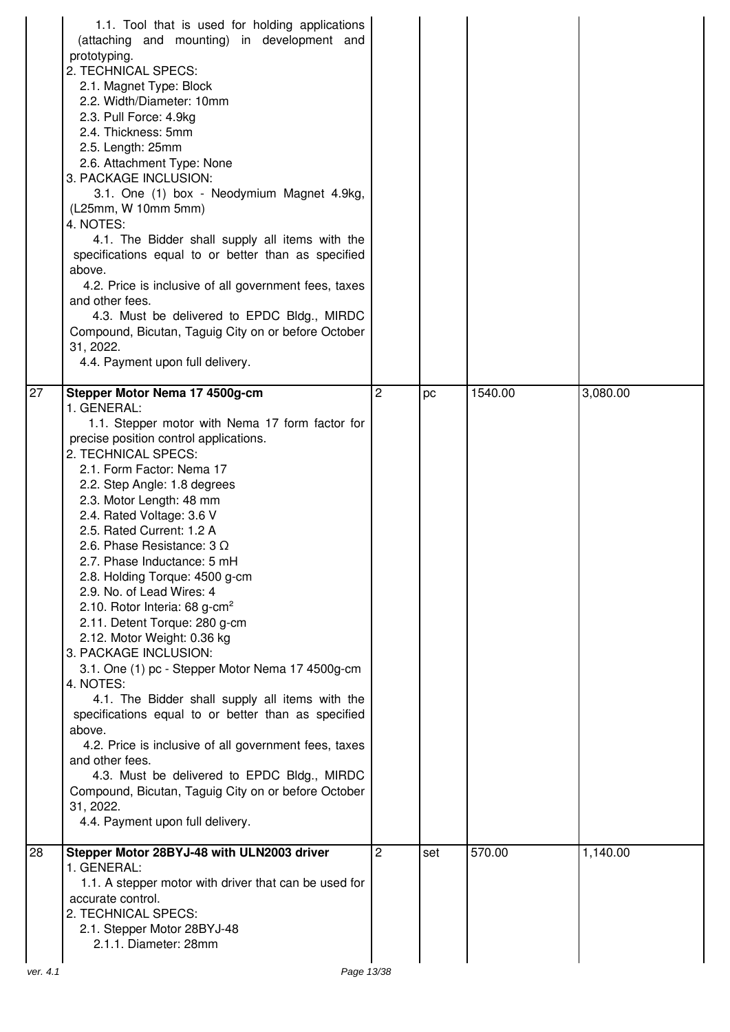| | | | | | |
|---|---|---|---|---|---|
| | 1.1. Tool that is used for holding applications (attaching and mounting) in development and prototyping.<br>2. TECHNICAL SPECS:<br>2.1. Magnet Type: Block<br>2.2. Width/Diameter: 10mm<br>2.3. Pull Force: 4.9kg<br>2.4. Thickness: 5mm<br>2.5. Length: 25mm<br>2.6. Attachment Type: None<br>3. PACKAGE INCLUSION:<br>3.1. One (1) box - Neodymium Magnet 4.9kg, (L25mm, W 10mm 5mm)<br>4. NOTES:<br>4.1. The Bidder shall supply all items with the specifications equal to or better than as specified above.<br>4.2. Price is inclusive of all government fees, taxes and other fees.<br>4.3. Must be delivered to EPDC Bldg., MIRDC Compound, Bicutan, Taguig City on or before October 31, 2022.<br>4.4. Payment upon full delivery. | | | | |
| 27 | **Stepper Motor Nema 17 4500g-cm**<br>1. GENERAL:<br>1.1. Stepper motor with Nema 17 form factor for precise position control applications.<br>2. TECHNICAL SPECS:<br>2.1. Form Factor: Nema 17<br>2.2. Step Angle: 1.8 degrees<br>2.3. Motor Length: 48 mm<br>2.4. Rated Voltage: 3.6 V<br>2.5. Rated Current: 1.2 A<br>2.6. Phase Resistance: 3 Ω<br>2.7. Phase Inductance: 5 mH<br>2.8. Holding Torque: 4500 g-cm<br>2.9. No. of Lead Wires: 4<br>2.10. Rotor Interia: 68 g-cm$^2$<br>2.11. Detent Torque: 280 g-cm<br>2.12. Motor Weight: 0.36 kg<br>3. PACKAGE INCLUSION:<br>3.1. One (1) pc - Stepper Motor Nema 17 4500g-cm<br>4. NOTES:<br>4.1. The Bidder shall supply all items with the specifications equal to or better than as specified above.<br>4.2. Price is inclusive of all government fees, taxes and other fees.<br>4.3. Must be delivered to EPDC Bldg., MIRDC Compound, Bicutan, Taguig City on or before October 31, 2022.<br>4.4. Payment upon full delivery. | 2 | pc | 1540.00 | 3,080.00 |
| 28 | **Stepper Motor 28BYJ-48 with ULN2003 driver**<br>1. GENERAL:<br>1.1. A stepper motor with driver that can be used for accurate control.<br>2. TECHNICAL SPECS:<br>2.1. Stepper Motor 28BYJ-48<br>2.1.1. Diameter: 28mm | 2 | set | 570.00 | 1,140.00 |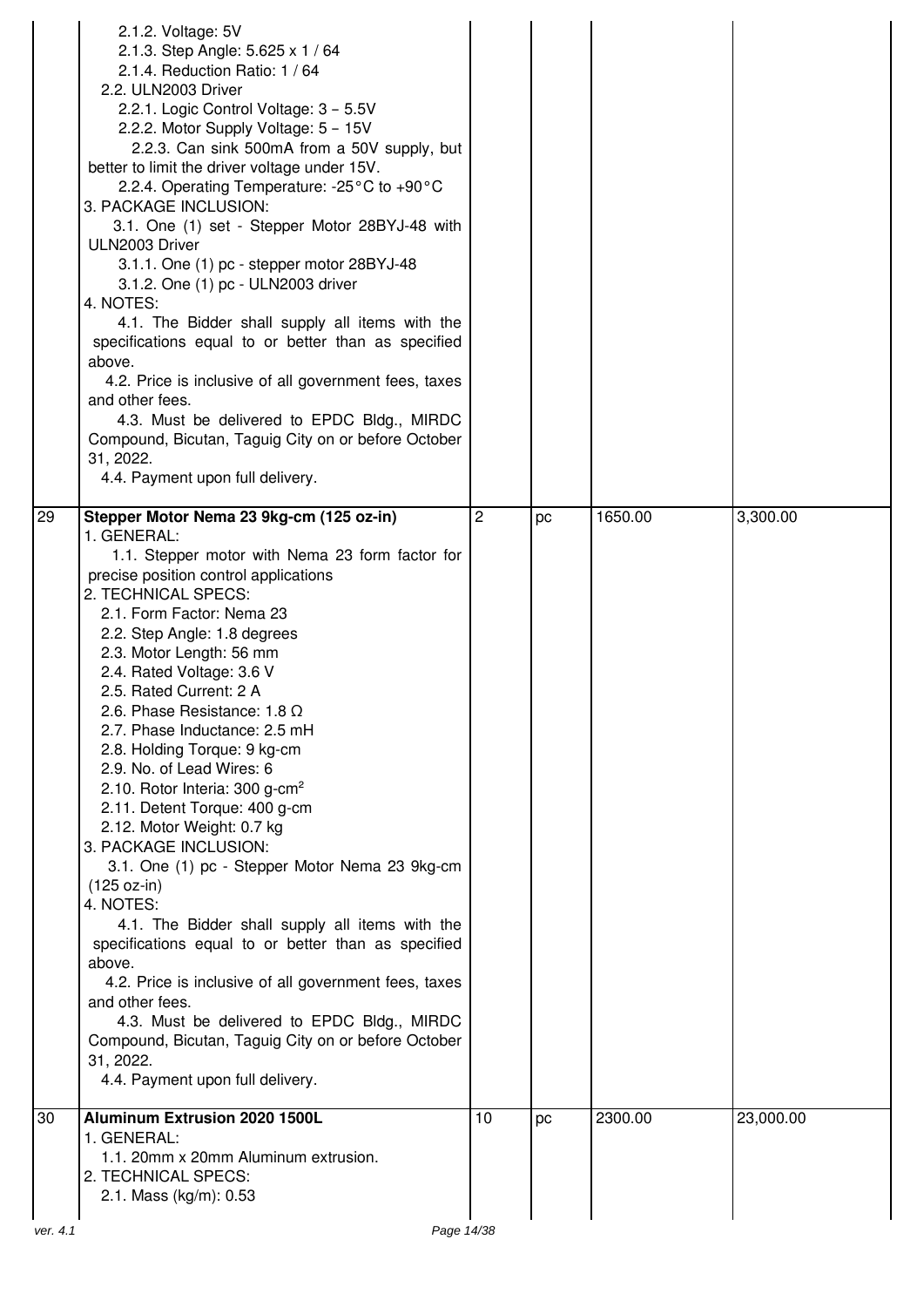| | | | | | |
|---|---|---|---|---|---|
| | 2.1.2. Voltage: 5V<br>2.1.3. Step Angle: 5.625 x 1 / 64<br>2.1.4. Reduction Ratio: 1 / 64<br>2.2. ULN2003 Driver<br>2.2.1. Logic Control Voltage: 3 – 5.5V<br>2.2.2. Motor Supply Voltage: 5 – 15V<br>2.2.3. Can sink 500mA from a 50V supply, but better to limit the driver voltage under 15V.<br>2.2.4. Operating Temperature: -25°C to +90°C<br>3. PACKAGE INCLUSION:<br>3.1. One (1) set - Stepper Motor 28BYJ-48 with ULN2003 Driver<br>3.1.1. One (1) pc - stepper motor 28BYJ-48<br>3.1.2. One (1) pc - ULN2003 driver<br>4. NOTES:<br>4.1. The Bidder shall supply all items with the specifications equal to or better than as specified above.<br>4.2. Price is inclusive of all government fees, taxes and other fees.<br>4.3. Must be delivered to EPDC Bldg., MIRDC Compound, Bicutan, Taguig City on or before October 31, 2022.<br>4.4. Payment upon full delivery. | | | | |
| 29 | **Stepper Motor Nema 23 9kg-cm (125 oz-in)**<br>1. GENERAL:<br>1.1. Stepper motor with Nema 23 form factor for precise position control applications<br>2. TECHNICAL SPECS:<br>2.1. Form Factor: Nema 23<br>2.2. Step Angle: 1.8 degrees<br>2.3. Motor Length: 56 mm<br>2.4. Rated Voltage: 3.6 V<br>2.5. Rated Current: 2 A<br>2.6. Phase Resistance: 1.8 Ω<br>2.7. Phase Inductance: 2.5 mH<br>2.8. Holding Torque: 9 kg-cm<br>2.9. No. of Lead Wires: 6<br>2.10. Rotor Interia: 300 g-cm$^2$<br>2.11. Detent Torque: 400 g-cm<br>2.12. Motor Weight: 0.7 kg<br>3. PACKAGE INCLUSION:<br>3.1. One (1) pc - Stepper Motor Nema 23 9kg-cm (125 oz-in)<br>4. NOTES:<br>4.1. The Bidder shall supply all items with the specifications equal to or better than as specified above.<br>4.2. Price is inclusive of all government fees, taxes and other fees.<br>4.3. Must be delivered to EPDC Bldg., MIRDC Compound, Bicutan, Taguig City on or before October 31, 2022.<br>4.4. Payment upon full delivery. | 2 | pc | 1650.00 | 3,300.00 |
| 30 | **Aluminum Extrusion 2020 1500L**<br>1. GENERAL:<br>1.1. 20mm x 20mm Aluminum extrusion.<br>2. TECHNICAL SPECS:<br>2.1. Mass (kg/m): 0.53 | 10 | pc | 2300.00 | 23,000.00 |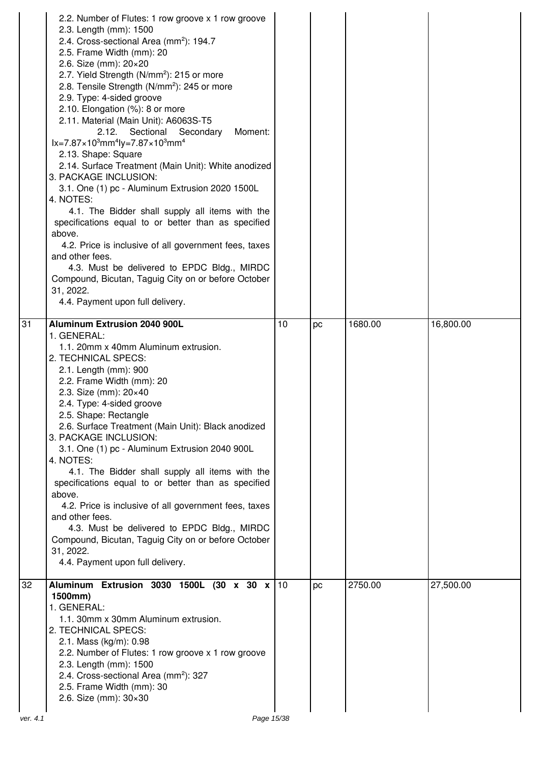| | | | | | |
|---|---|---|---|---|---|
| | 2.2. Number of Flutes: 1 row groove x 1 row groove<br>2.3. Length (mm): 1500<br>2.4. Cross-sectional Area ($mm^2$): 194.7<br>2.5. Frame Width (mm): 20<br>2.6. Size (mm): 20×20<br>2.7. Yield Strength ($N/mm^2$): 215 or more<br>2.8. Tensile Strength ($N/mm^2$): 245 or more<br>2.9. Type: 4-sided groove<br>2.10. Elongation (%): 8 or more<br>2.11. Material (Main Unit): A6063S-T5<br>2.12. Sectional Secondary Moment: $Ix=7.87\times10^3mm^4 Iy=7.87\times10^3mm^4$<br>2.13. Shape: Square<br>2.14. Surface Treatment (Main Unit): White anodized<br>3. PACKAGE INCLUSION:<br>3.1. One (1) pc - Aluminum Extrusion 2020 1500L<br>4. NOTES:<br>4.1. The Bidder shall supply all items with the specifications equal to or better than as specified above.<br>4.2. Price is inclusive of all government fees, taxes and other fees.<br>4.3. Must be delivered to EPDC Bldg., MIRDC Compound, Bicutan, Taguig City on or before October 31, 2022.<br>4.4. Payment upon full delivery. | | | | |
| 31 | **Aluminum Extrusion 2040 900L**<br>1. GENERAL:<br>1.1. 20mm x 40mm Aluminum extrusion.<br>2. TECHNICAL SPECS:<br>2.1. Length (mm): 900<br>2.2. Frame Width (mm): 20<br>2.3. Size (mm): 20×40<br>2.4. Type: 4-sided groove<br>2.5. Shape: Rectangle<br>2.6. Surface Treatment (Main Unit): Black anodized<br>3. PACKAGE INCLUSION:<br>3.1. One (1) pc - Aluminum Extrusion 2040 900L<br>4. NOTES:<br>4.1. The Bidder shall supply all items with the specifications equal to or better than as specified above.<br>4.2. Price is inclusive of all government fees, taxes and other fees.<br>4.3. Must be delivered to EPDC Bldg., MIRDC Compound, Bicutan, Taguig City on or before October 31, 2022.<br>4.4. Payment upon full delivery. | 10 | pc | 1680.00 | 16,800.00 |
| 32 | **Aluminum Extrusion 3030 1500L (30 x 30 x 1500mm)**<br>1. GENERAL:<br>1.1. 30mm x 30mm Aluminum extrusion.<br>2. TECHNICAL SPECS:<br>2.1. Mass (kg/m): 0.98<br>2.2. Number of Flutes: 1 row groove x 1 row groove<br>2.3. Length (mm): 1500<br>2.4. Cross-sectional Area ($mm^2$): 327<br>2.5. Frame Width (mm): 30<br>2.6. Size (mm): 30×30 | 10 | pc | 2750.00 | 27,500.00 |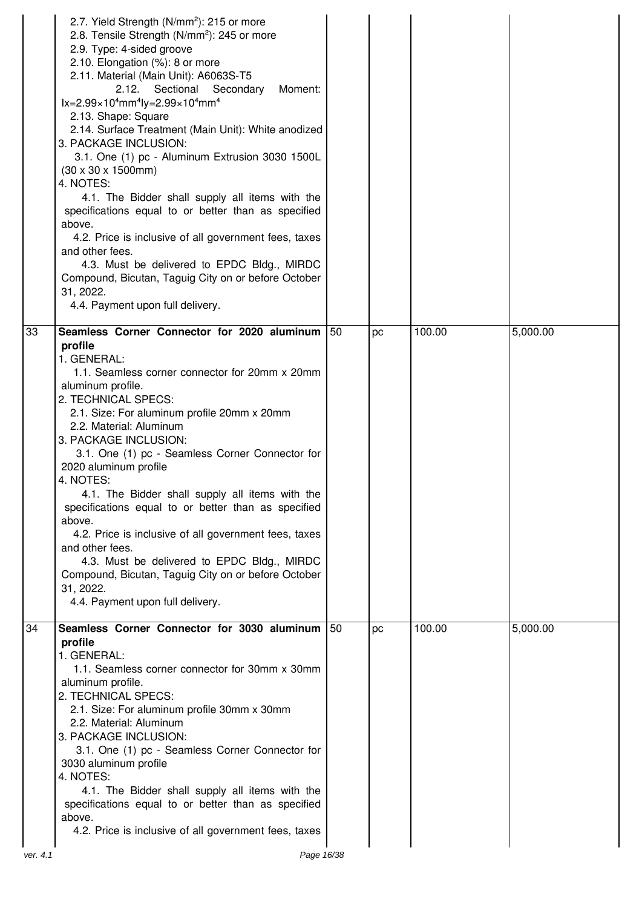| | | | | | |
|---|---|---|---|---|---|
| | 2.7. Yield Strength (N/mm$^2$): 215 or more<br>2.8. Tensile Strength (N/mm$^2$): 245 or more<br>2.9. Type: 4-sided groove<br>2.10. Elongation (%): 8 or more<br>2.11. Material (Main Unit): A6063S-T5<br>2.12. Sectional Secondary Moment: $Ix=2.99×10^4mm^4Iy=2.99×10^4mm^4$<br>2.13. Shape: Square<br>2.14. Surface Treatment (Main Unit): White anodized<br>3. PACKAGE INCLUSION:<br>3.1. One (1) pc - Aluminum Extrusion 3030 1500L (30 x 30 x 1500mm)<br>4. NOTES:<br>4.1. The Bidder shall supply all items with the specifications equal to or better than as specified above.<br>4.2. Price is inclusive of all government fees, taxes and other fees.<br>4.3. Must be delivered to EPDC Bldg., MIRDC Compound, Bicutan, Taguig City on or before October 31, 2022.<br>4.4. Payment upon full delivery. | | | | |
| 33 | **Seamless Corner Connector for 2020 aluminum profile**<br>1. GENERAL:<br>1.1. Seamless corner connector for 20mm x 20mm aluminum profile.<br>2. TECHNICAL SPECS:<br>2.1. Size: For aluminum profile 20mm x 20mm<br>2.2. Material: Aluminum<br>3. PACKAGE INCLUSION:<br>3.1. One (1) pc - Seamless Corner Connector for 2020 aluminum profile<br>4. NOTES:<br>4.1. The Bidder shall supply all items with the specifications equal to or better than as specified above.<br>4.2. Price is inclusive of all government fees, taxes and other fees.<br>4.3. Must be delivered to EPDC Bldg., MIRDC Compound, Bicutan, Taguig City on or before October 31, 2022.<br>4.4. Payment upon full delivery. | 50 | pc | 100.00 | 5,000.00 |
| 34 | **Seamless Corner Connector for 3030 aluminum profile**<br>1. GENERAL:<br>1.1. Seamless corner connector for 30mm x 30mm aluminum profile.<br>2. TECHNICAL SPECS:<br>2.1. Size: For aluminum profile 30mm x 30mm<br>2.2. Material: Aluminum<br>3. PACKAGE INCLUSION:<br>3.1. One (1) pc - Seamless Corner Connector for 3030 aluminum profile<br>4. NOTES:<br>4.1. The Bidder shall supply all items with the specifications equal to or better than as specified above.<br>4.2. Price is inclusive of all government fees, taxes | 50 | pc | 100.00 | 5,000.00 |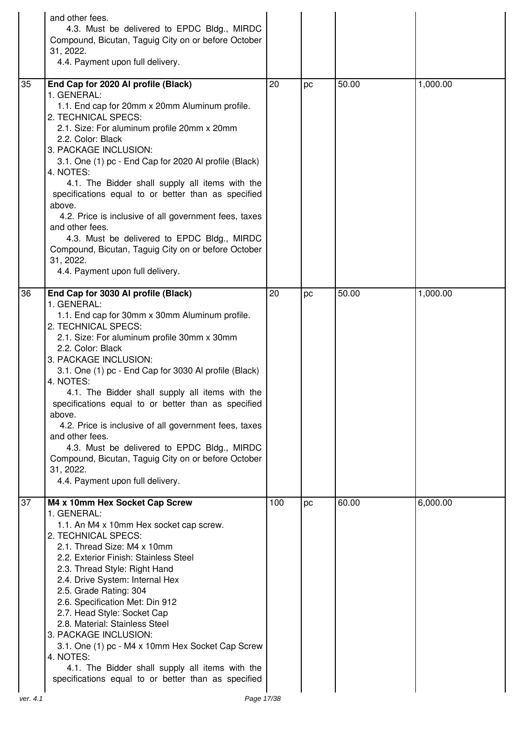| | | | | | |
|---|---|---|---|---|---|
| | and other fees.<br>4.3. Must be delivered to EPDC Bldg., MIRDC Compound, Bicutan, Taguig City on or before October 31, 2022.<br>4.4. Payment upon full delivery. | | | | |
| 35 | **End Cap for 2020 Al profile (Black)**<br>1. GENERAL:<br>1.1. End cap for 20mm x 20mm Aluminum profile.<br>2. TECHNICAL SPECS:<br>2.1. Size: For aluminum profile 20mm x 20mm<br>2.2. Color: Black<br>3. PACKAGE INCLUSION:<br>3.1. One (1) pc - End Cap for 2020 Al profile (Black)<br>4. NOTES:<br>4.1. The Bidder shall supply all items with the specifications equal to or better than as specified above.<br>4.2. Price is inclusive of all government fees, taxes and other fees.<br>4.3. Must be delivered to EPDC Bldg., MIRDC Compound, Bicutan, Taguig City on or before October 31, 2022.<br>4.4. Payment upon full delivery. | 20 | pc | 50.00 | 1,000.00 |
| 36 | **End Cap for 3030 Al profile (Black)**<br>1. GENERAL:<br>1.1. End cap for 30mm x 30mm Aluminum profile.<br>2. TECHNICAL SPECS:<br>2.1. Size: For aluminum profile 30mm x 30mm<br>2.2. Color: Black<br>3. PACKAGE INCLUSION:<br>3.1. One (1) pc - End Cap for 3030 Al profile (Black)<br>4. NOTES:<br>4.1. The Bidder shall supply all items with the specifications equal to or better than as specified above.<br>4.2. Price is inclusive of all government fees, taxes and other fees.<br>4.3. Must be delivered to EPDC Bldg., MIRDC Compound, Bicutan, Taguig City on or before October 31, 2022.<br>4.4. Payment upon full delivery. | 20 | pc | 50.00 | 1,000.00 |
| 37 | **M4 x 10mm Hex Socket Cap Screw**<br>1. GENERAL:<br>1.1. An M4 x 10mm Hex socket cap screw.<br>2. TECHNICAL SPECS:<br>2.1. Thread Size: M4 x 10mm<br>2.2. Exterior Finish: Stainless Steel<br>2.3. Thread Style: Right Hand<br>2.4. Drive System: Internal Hex<br>2.5. Grade Rating: 304<br>2.6. Specification Met: Din 912<br>2.7. Head Style: Socket Cap<br>2.8. Material: Stainless Steel<br>3. PACKAGE INCLUSION:<br>3.1. One (1) pc - M4 x 10mm Hex Socket Cap Screw<br>4. NOTES:<br>4.1. The Bidder shall supply all items with the specifications equal to or better than as specified | 100 | pc | 60.00 | 6,000.00 |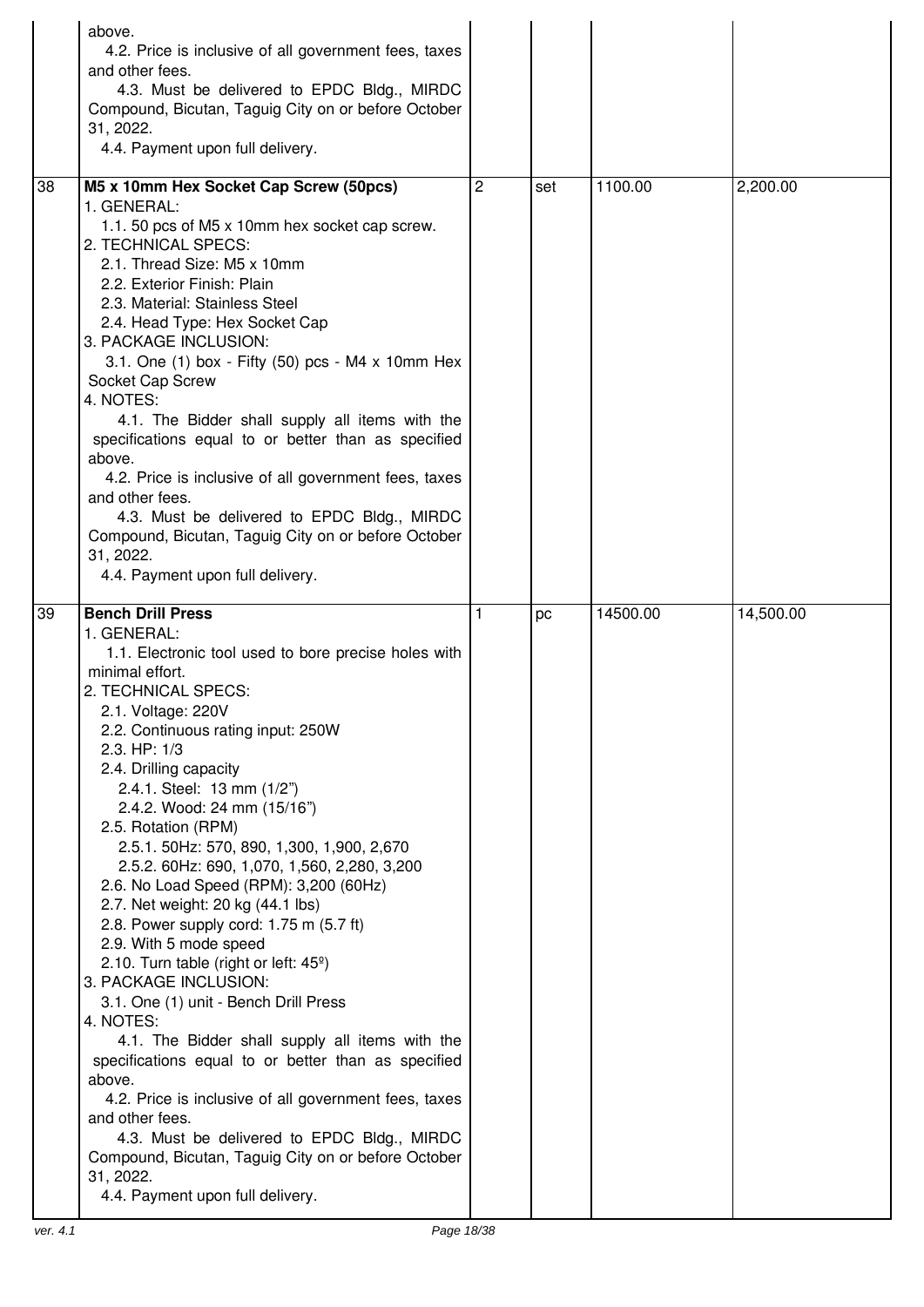| | | | | | |
|---|---|---|---|---|---|
| | above.<br>4.2. Price is inclusive of all government fees, taxes and other fees.<br>4.3. Must be delivered to EPDC Bldg., MIRDC Compound, Bicutan, Taguig City on or before October 31, 2022.<br>4.4. Payment upon full delivery. | | | | |
| 38 | **M5 x 10mm Hex Socket Cap Screw (50pcs)**<br>1. GENERAL:<br>1.1. 50 pcs of M5 x 10mm hex socket cap screw.<br>2. TECHNICAL SPECS:<br>2.1. Thread Size: M5 x 10mm<br>2.2. Exterior Finish: Plain<br>2.3. Material: Stainless Steel<br>2.4. Head Type: Hex Socket Cap<br>3. PACKAGE INCLUSION:<br>3.1. One (1) box - Fifty (50) pcs - M4 x 10mm Hex Socket Cap Screw<br>4. NOTES:<br>4.1. The Bidder shall supply all items with the specifications equal to or better than as specified above.<br>4.2. Price is inclusive of all government fees, taxes and other fees.<br>4.3. Must be delivered to EPDC Bldg., MIRDC Compound, Bicutan, Taguig City on or before October 31, 2022.<br>4.4. Payment upon full delivery. | 2 | set | 1100.00 | 2,200.00 |
| 39 | **Bench Drill Press**<br>1. GENERAL:<br>1.1. Electronic tool used to bore precise holes with minimal effort.<br>2. TECHNICAL SPECS:<br>2.1. Voltage: 220V<br>2.2. Continuous rating input: 250W<br>2.3. HP: 1/3<br>2.4. Drilling capacity<br>2.4.1. Steel: 13 mm (1/2")<br>2.4.2. Wood: 24 mm (15/16")<br>2.5. Rotation (RPM)<br>2.5.1. 50Hz: 570, 890, 1,300, 1,900, 2,670<br>2.5.2. 60Hz: 690, 1,070, 1,560, 2,280, 3,200<br>2.6. No Load Speed (RPM): 3,200 (60Hz)<br>2.7. Net weight: 20 kg (44.1 lbs)<br>2.8. Power supply cord: 1.75 m (5.7 ft)<br>2.9. With 5 mode speed<br>2.10. Turn table (right or left: 45º)<br>3. PACKAGE INCLUSION:<br>3.1. One (1) unit - Bench Drill Press<br>4. NOTES:<br>4.1. The Bidder shall supply all items with the specifications equal to or better than as specified above.<br>4.2. Price is inclusive of all government fees, taxes and other fees.<br>4.3. Must be delivered to EPDC Bldg., MIRDC Compound, Bicutan, Taguig City on or before October 31, 2022.<br>4.4. Payment upon full delivery. | 1 | pc | 14500.00 | 14,500.00 |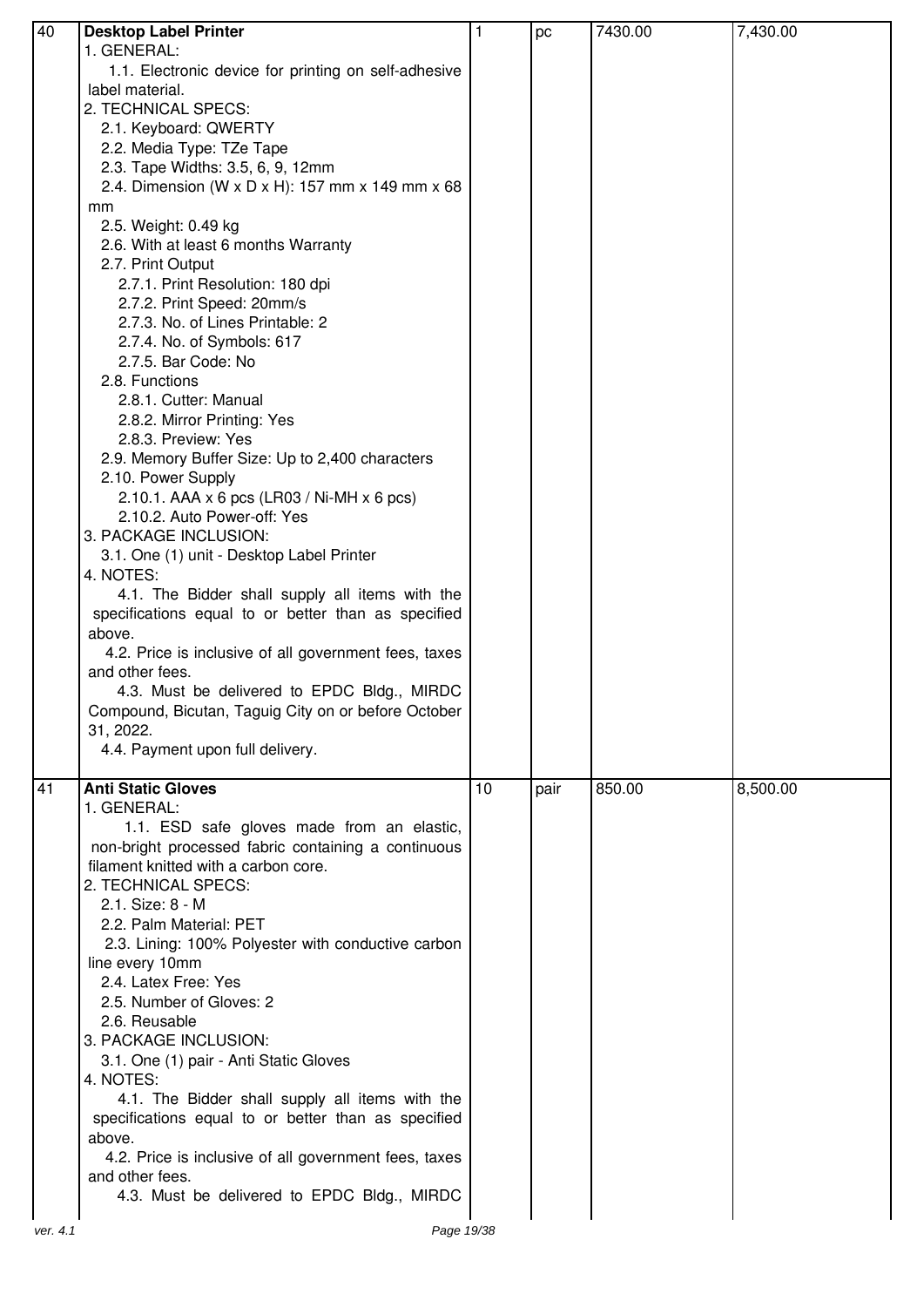| 40 | **Desktop Label Printer**<br>1. GENERAL:<br>1.1. Electronic device for printing on self-adhesive label material.<br>2. TECHNICAL SPECS:<br>2.1. Keyboard: QWERTY<br>2.2. Media Type: TZe Tape<br>2.3. Tape Widths: 3.5, 6, 9, 12mm<br>2.4. Dimension (W x D x H): 157 mm x 149 mm x 68 mm<br>2.5. Weight: 0.49 kg<br>2.6. With at least 6 months Warranty<br>2.7. Print Output<br>2.7.1. Print Resolution: 180 dpi<br>2.7.2. Print Speed: 20mm/s<br>2.7.3. No. of Lines Printable: 2<br>2.7.4. No. of Symbols: 617<br>2.7.5. Bar Code: No<br>2.8. Functions<br>2.8.1. Cutter: Manual<br>2.8.2. Mirror Printing: Yes<br>2.8.3. Preview: Yes<br>2.9. Memory Buffer Size: Up to 2,400 characters<br>2.10. Power Supply<br>2.10.1. AAA x 6 pcs (LR03 / Ni-MH x 6 pcs)<br>2.10.2. Auto Power-off: Yes<br>3. PACKAGE INCLUSION:<br>3.1. One (1) unit - Desktop Label Printer<br>4. NOTES:<br>4.1. The Bidder shall supply all items with the specifications equal to or better than as specified above.<br>4.2. Price is inclusive of all government fees, taxes and other fees.<br>4.3. Must be delivered to EPDC Bldg., MIRDC Compound, Bicutan, Taguig City on or before October 31, 2022.<br>4.4. Payment upon full delivery. | 1 | pc | 7430.00 | 7,430.00 |
|---|---|---|---|---|---|
| 41 | **Anti Static Gloves**<br>1. GENERAL:<br>1.1. ESD safe gloves made from an elastic, non-bright processed fabric containing a continuous filament knitted with a carbon core.<br>2. TECHNICAL SPECS:<br>2.1. Size: 8 - M<br>2.2. Palm Material: PET<br>2.3. Lining: 100% Polyester with conductive carbon line every 10mm<br>2.4. Latex Free: Yes<br>2.5. Number of Gloves: 2<br>2.6. Reusable<br>3. PACKAGE INCLUSION:<br>3.1. One (1) pair - Anti Static Gloves<br>4. NOTES:<br>4.1. The Bidder shall supply all items with the specifications equal to or better than as specified above.<br>4.2. Price is inclusive of all government fees, taxes and other fees.<br>4.3. Must be delivered to EPDC Bldg., MIRDC | 10 | pair | 850.00 | 8,500.00 |

ver. 4.1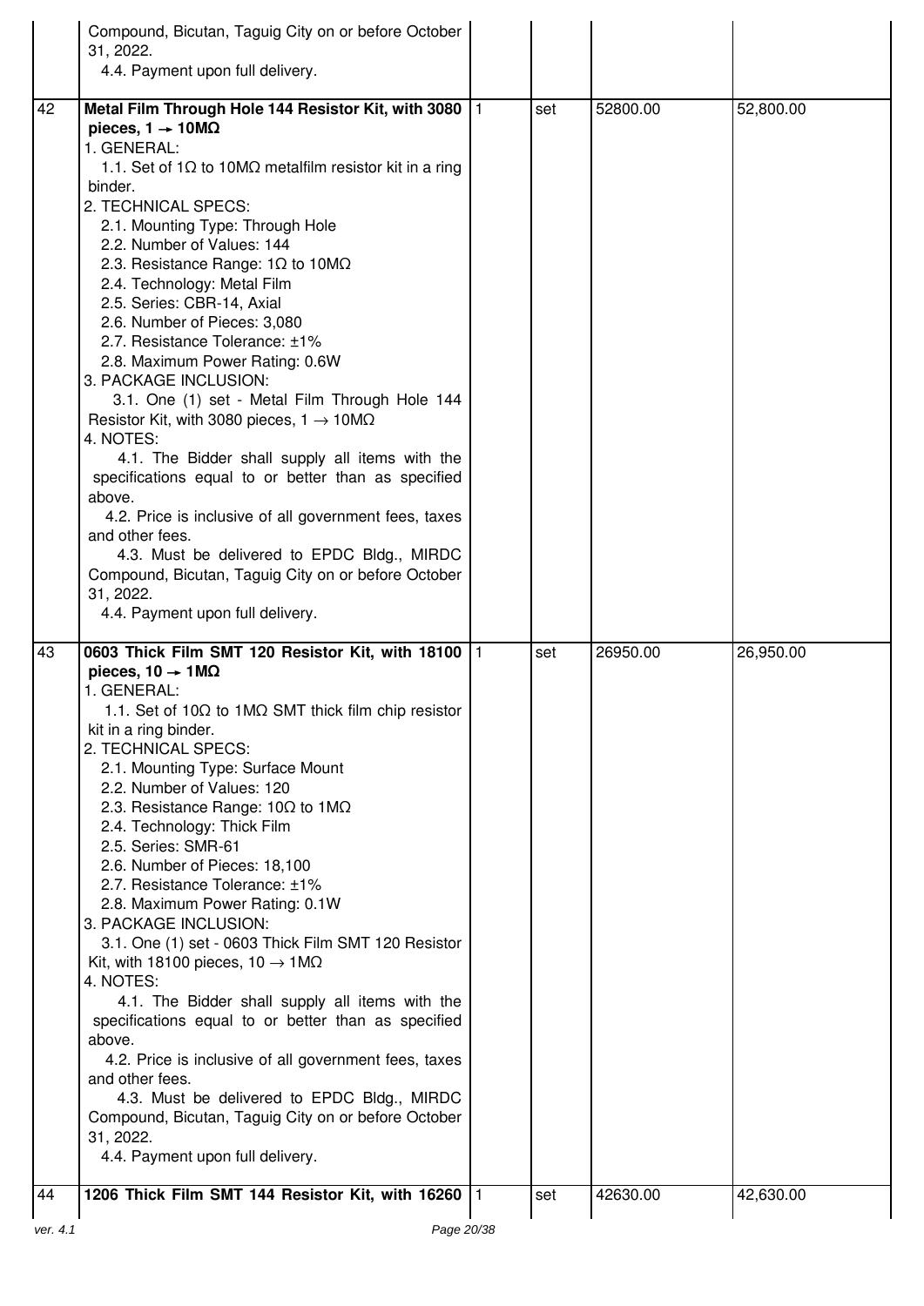| | | | | | |
|---|---|---|---|---|---|
| | Compound, Bicutan, Taguig City on or before October 31, 2022.<br>4.4. Payment upon full delivery. | | | | |
| 42 | **Metal Film Through Hole 144 Resistor Kit, with 3080 pieces, 1 → 10MΩ**<br>1. GENERAL:<br>1.1. Set of 1Ω to 10MΩ metalfilm resistor kit in a ring binder.<br>2. TECHNICAL SPECS:<br>2.1. Mounting Type: Through Hole<br>2.2. Number of Values: 144<br>2.3. Resistance Range: 1Ω to 10MΩ<br>2.4. Technology: Metal Film<br>2.5. Series: CBR-14, Axial<br>2.6. Number of Pieces: 3,080<br>2.7. Resistance Tolerance: ±1%<br>2.8. Maximum Power Rating: 0.6W<br>3. PACKAGE INCLUSION:<br>3.1. One (1) set - Metal Film Through Hole 144 Resistor Kit, with 3080 pieces, 1 → 10MΩ<br>4. NOTES:<br>4.1. The Bidder shall supply all items with the specifications equal to or better than as specified above.<br>4.2. Price is inclusive of all government fees, taxes and other fees.<br>4.3. Must be delivered to EPDC Bldg., MIRDC Compound, Bicutan, Taguig City on or before October 31, 2022.<br>4.4. Payment upon full delivery. | 1 | set | 52800.00 | 52,800.00 |
| 43 | **0603 Thick Film SMT 120 Resistor Kit, with 18100 pieces, 10 → 1MΩ**<br>1. GENERAL:<br>1.1. Set of 10Ω to 1MΩ SMT thick film chip resistor kit in a ring binder.<br>2. TECHNICAL SPECS:<br>2.1. Mounting Type: Surface Mount<br>2.2. Number of Values: 120<br>2.3. Resistance Range: 10Ω to 1MΩ<br>2.4. Technology: Thick Film<br>2.5. Series: SMR-61<br>2.6. Number of Pieces: 18,100<br>2.7. Resistance Tolerance: ±1%<br>2.8. Maximum Power Rating: 0.1W<br>3. PACKAGE INCLUSION:<br>3.1. One (1) set - 0603 Thick Film SMT 120 Resistor Kit, with 18100 pieces, 10 → 1MΩ<br>4. NOTES:<br>4.1. The Bidder shall supply all items with the specifications equal to or better than as specified above.<br>4.2. Price is inclusive of all government fees, taxes and other fees.<br>4.3. Must be delivered to EPDC Bldg., MIRDC Compound, Bicutan, Taguig City on or before October 31, 2022.<br>4.4. Payment upon full delivery. | 1 | set | 26950.00 | 26,950.00 |
| 44 | **1206 Thick Film SMT 144 Resistor Kit, with 16260** | 1 | set | 42630.00 | 42,630.00 |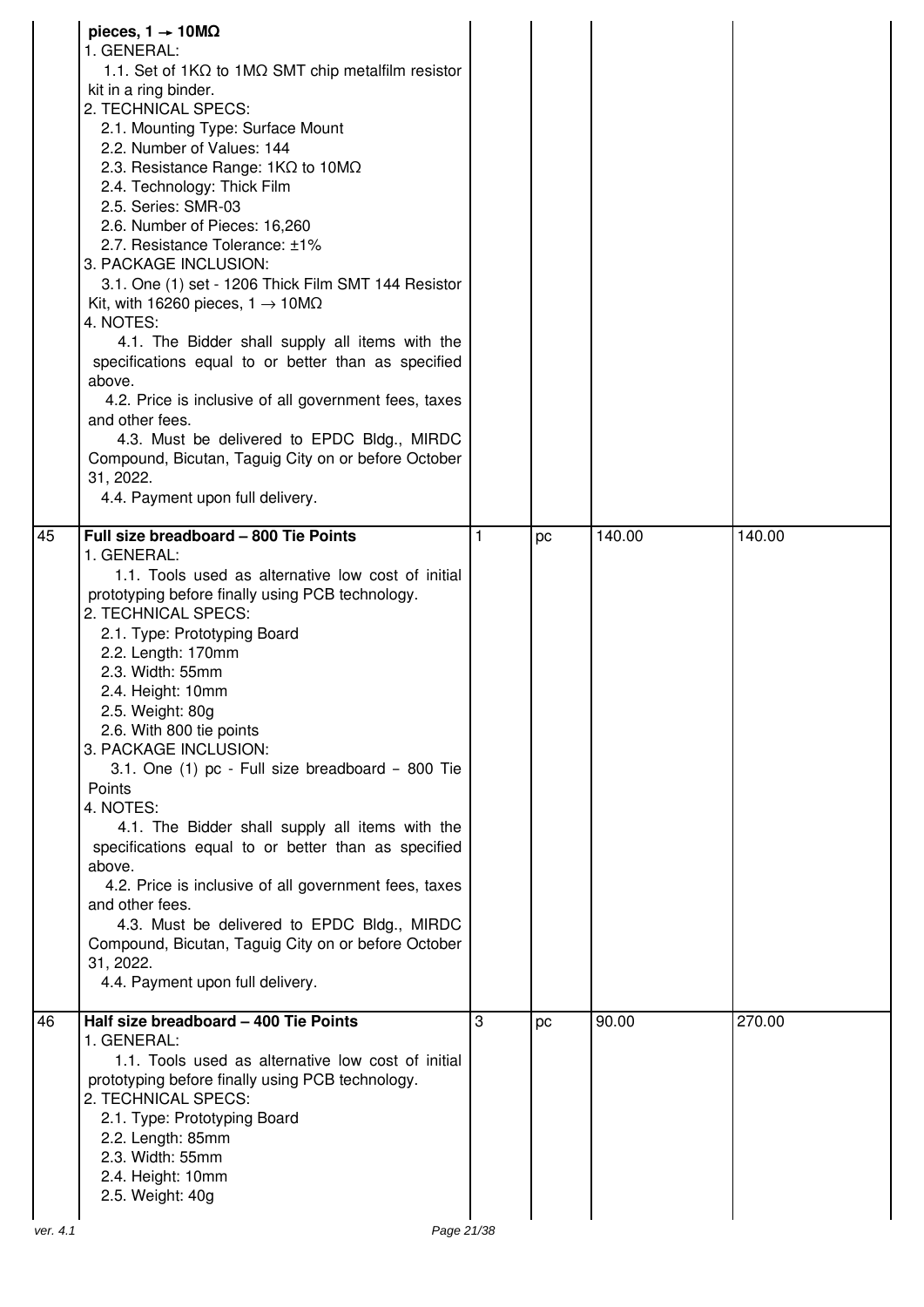| | | | | | |
|---|---|---|---|---|---|
| | **pieces, 1 → 10MΩ**<br>1. GENERAL:<br>1.1. Set of 1KΩ to 1MΩ SMT chip metalfilm resistor kit in a ring binder.<br>2. TECHNICAL SPECS:<br>2.1. Mounting Type: Surface Mount<br>2.2. Number of Values: 144<br>2.3. Resistance Range: 1KΩ to 10MΩ<br>2.4. Technology: Thick Film<br>2.5. Series: SMR-03<br>2.6. Number of Pieces: 16,260<br>2.7. Resistance Tolerance: ±1%<br>3. PACKAGE INCLUSION:<br>3.1. One (1) set - 1206 Thick Film SMT 144 Resistor Kit, with 16260 pieces, 1 → 10MΩ<br>4. NOTES:<br>4.1. The Bidder shall supply all items with the specifications equal to or better than as specified above.<br>4.2. Price is inclusive of all government fees, taxes and other fees.<br>4.3. Must be delivered to EPDC Bldg., MIRDC Compound, Bicutan, Taguig City on or before October 31, 2022.<br>4.4. Payment upon full delivery. | | | | |
| 45 | **Full size breadboard – 800 Tie Points**<br>1. GENERAL:<br>1.1. Tools used as alternative low cost of initial prototyping before finally using PCB technology.<br>2. TECHNICAL SPECS:<br>2.1. Type: Prototyping Board<br>2.2. Length: 170mm<br>2.3. Width: 55mm<br>2.4. Height: 10mm<br>2.5. Weight: 80g<br>2.6. With 800 tie points<br>3. PACKAGE INCLUSION:<br>3.1. One (1) pc - Full size breadboard – 800 Tie Points<br>4. NOTES:<br>4.1. The Bidder shall supply all items with the specifications equal to or better than as specified above.<br>4.2. Price is inclusive of all government fees, taxes and other fees.<br>4.3. Must be delivered to EPDC Bldg., MIRDC Compound, Bicutan, Taguig City on or before October 31, 2022.<br>4.4. Payment upon full delivery. | 1 | pc | 140.00 | 140.00 |
| 46 | **Half size breadboard – 400 Tie Points**<br>1. GENERAL:<br>1.1. Tools used as alternative low cost of initial prototyping before finally using PCB technology.<br>2. TECHNICAL SPECS:<br>2.1. Type: Prototyping Board<br>2.2. Length: 85mm<br>2.3. Width: 55mm<br>2.4. Height: 10mm<br>2.5. Weight: 40g | 3 | pc | 90.00 | 270.00 |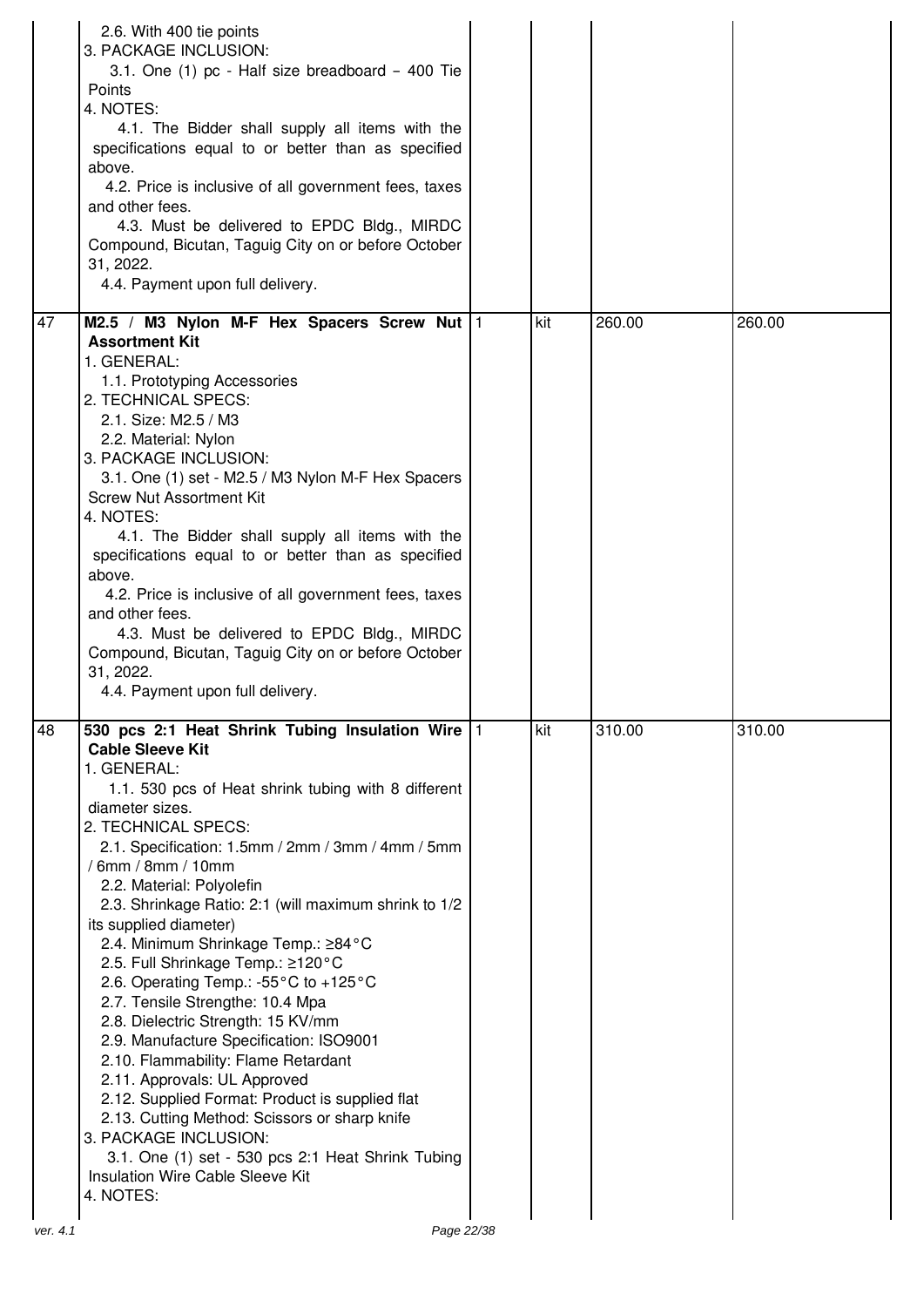| | | | | | |
|---|---|---|---|---|---|
| | 2.6. With 400 tie points<br>3. PACKAGE INCLUSION:<br>3.1. One (1) pc - Half size breadboard – 400 Tie Points<br>4. NOTES:<br>4.1. The Bidder shall supply all items with the specifications equal to or better than as specified above.<br>4.2. Price is inclusive of all government fees, taxes and other fees.<br>4.3. Must be delivered to EPDC Bldg., MIRDC Compound, Bicutan, Taguig City on or before October 31, 2022.<br>4.4. Payment upon full delivery. | | | | |
| 47 | **M2.5 / M3 Nylon M-F Hex Spacers Screw Nut Assortment Kit**<br>1. GENERAL:<br>1.1. Prototyping Accessories<br>2. TECHNICAL SPECS:<br>2.1. Size: M2.5 / M3<br>2.2. Material: Nylon<br>3. PACKAGE INCLUSION:<br>3.1. One (1) set - M2.5 / M3 Nylon M-F Hex Spacers Screw Nut Assortment Kit<br>4. NOTES:<br>4.1. The Bidder shall supply all items with the specifications equal to or better than as specified above.<br>4.2. Price is inclusive of all government fees, taxes and other fees.<br>4.3. Must be delivered to EPDC Bldg., MIRDC Compound, Bicutan, Taguig City on or before October 31, 2022.<br>4.4. Payment upon full delivery. | 1 | kit | 260.00 | 260.00 |
| 48 | **530 pcs 2:1 Heat Shrink Tubing Insulation Wire Cable Sleeve Kit**<br>1. GENERAL:<br>1.1. 530 pcs of Heat shrink tubing with 8 different diameter sizes.<br>2. TECHNICAL SPECS:<br>2.1. Specification: 1.5mm / 2mm / 3mm / 4mm / 5mm / 6mm / 8mm / 10mm<br>2.2. Material: Polyolefin<br>2.3. Shrinkage Ratio: 2:1 (will maximum shrink to 1/2 its supplied diameter)<br>2.4. Minimum Shrinkage Temp.: ≥84°C<br>2.5. Full Shrinkage Temp.: ≥120°C<br>2.6. Operating Temp.: -55°C to +125°C<br>2.7. Tensile Strengthe: 10.4 Mpa<br>2.8. Dielectric Strength: 15 KV/mm<br>2.9. Manufacture Specification: ISO9001<br>2.10. Flammability: Flame Retardant<br>2.11. Approvals: UL Approved<br>2.12. Supplied Format: Product is supplied flat<br>2.13. Cutting Method: Scissors or sharp knife<br>3. PACKAGE INCLUSION:<br>3.1. One (1) set - 530 pcs 2:1 Heat Shrink Tubing Insulation Wire Cable Sleeve Kit<br>4. NOTES: | 1 | kit | 310.00 | 310.00 |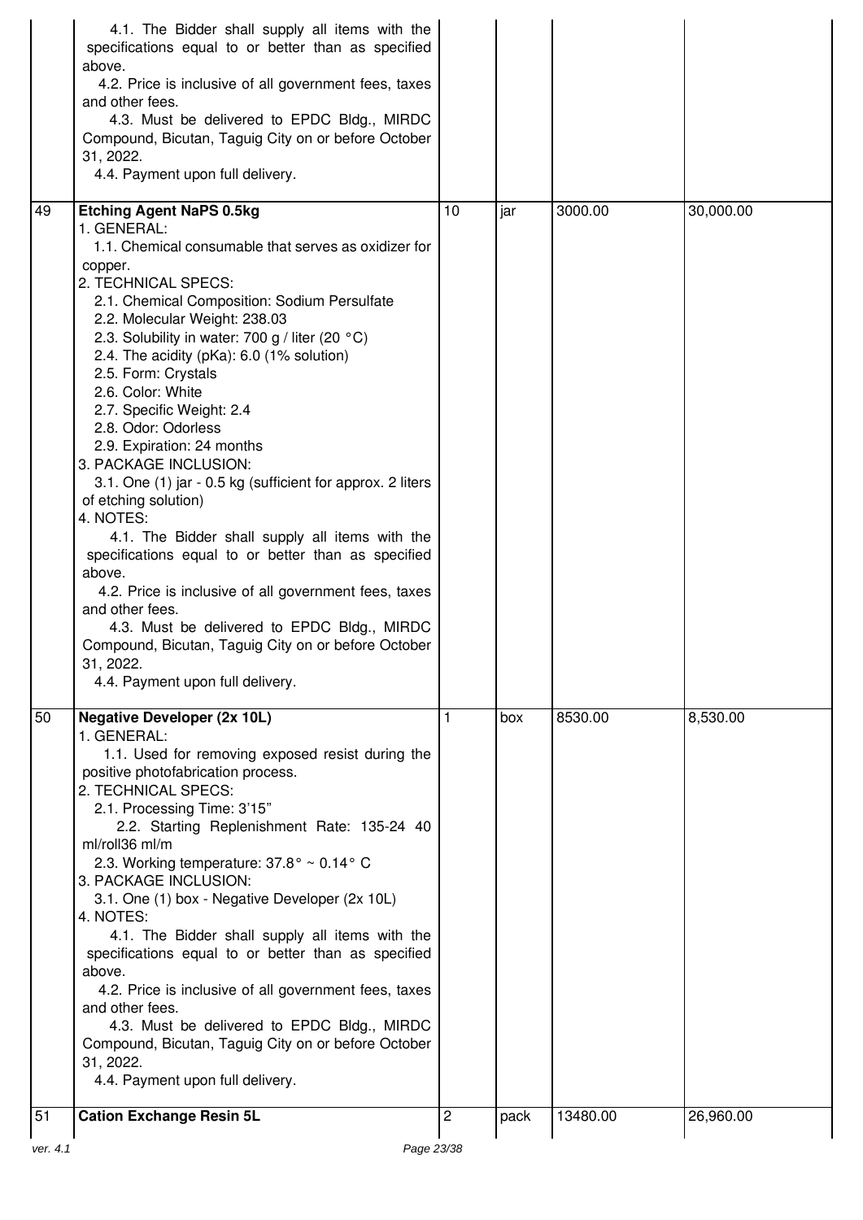| | | | | | |
|---|---|---|---|---|---|
| | 4.1. The Bidder shall supply all items with the specifications equal to or better than as specified above.<br>4.2. Price is inclusive of all government fees, taxes and other fees.<br>4.3. Must be delivered to EPDC Bldg., MIRDC Compound, Bicutan, Taguig City on or before October 31, 2022.<br>4.4. Payment upon full delivery. | | | | |
| 49 | **Etching Agent NaPS 0.5kg**<br>1. GENERAL:<br>1.1. Chemical consumable that serves as oxidizer for copper.<br>2. TECHNICAL SPECS:<br>2.1. Chemical Composition: Sodium Persulfate<br>2.2. Molecular Weight: 238.03<br>2.3. Solubility in water: 700 g / liter (20 °C)<br>2.4. The acidity (pKa): 6.0 (1% solution)<br>2.5. Form: Crystals<br>2.6. Color: White<br>2.7. Specific Weight: 2.4<br>2.8. Odor: Odorless<br>2.9. Expiration: 24 months<br>3. PACKAGE INCLUSION:<br>3.1. One (1) jar - 0.5 kg (sufficient for approx. 2 liters of etching solution)<br>4. NOTES:<br>4.1. The Bidder shall supply all items with the specifications equal to or better than as specified above.<br>4.2. Price is inclusive of all government fees, taxes and other fees.<br>4.3. Must be delivered to EPDC Bldg., MIRDC Compound, Bicutan, Taguig City on or before October 31, 2022.<br>4.4. Payment upon full delivery. | 10 | jar | 3000.00 | 30,000.00 |
| 50 | **Negative Developer (2x 10L)**<br>1. GENERAL:<br>1.1. Used for removing exposed resist during the positive photofabrication process.<br>2. TECHNICAL SPECS:<br>2.1. Processing Time: 3'15"<br>2.2. Starting Replenishment Rate: 135-24 40 ml/roll36 ml/m<br>2.3. Working temperature: 37.8° ~ 0.14° C<br>3. PACKAGE INCLUSION:<br>3.1. One (1) box - Negative Developer (2x 10L)<br>4. NOTES:<br>4.1. The Bidder shall supply all items with the specifications equal to or better than as specified above.<br>4.2. Price is inclusive of all government fees, taxes and other fees.<br>4.3. Must be delivered to EPDC Bldg., MIRDC Compound, Bicutan, Taguig City on or before October 31, 2022.<br>4.4. Payment upon full delivery. | 1 | box | 8530.00 | 8,530.00 |
| 51 | **Cation Exchange Resin 5L** | 2 | pack | 13480.00 | 26,960.00 |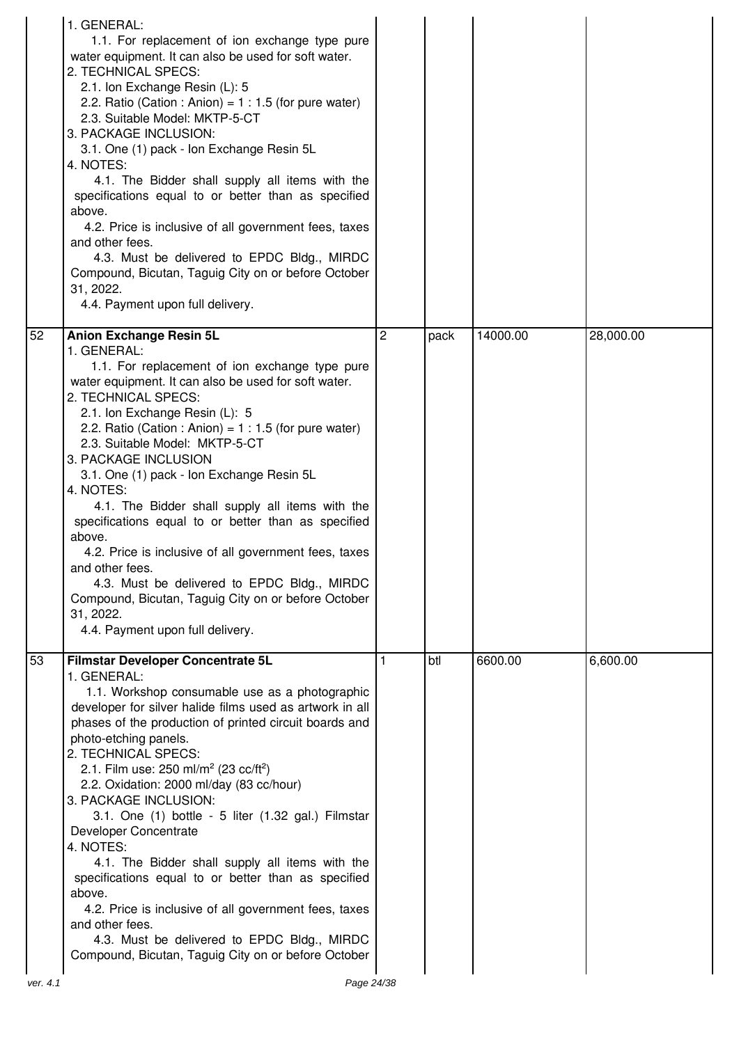| | | | | | |
|---|---|---|---|---|---|
| | 1. GENERAL:<br>1.1. For replacement of ion exchange type pure water equipment. It can also be used for soft water.<br>2. TECHNICAL SPECS:<br>2.1. Ion Exchange Resin (L): 5<br>2.2. Ratio (Cation : Anion) = 1 : 1.5 (for pure water)<br>2.3. Suitable Model: MKTP-5-CT<br>3. PACKAGE INCLUSION:<br>3.1. One (1) pack - Ion Exchange Resin 5L<br>4. NOTES:<br>4.1. The Bidder shall supply all items with the specifications equal to or better than as specified above.<br>4.2. Price is inclusive of all government fees, taxes and other fees.<br>4.3. Must be delivered to EPDC Bldg., MIRDC Compound, Bicutan, Taguig City on or before October 31, 2022.<br>4.4. Payment upon full delivery. | | | | |
| 52 | **Anion Exchange Resin 5L**<br>1. GENERAL:<br>1.1. For replacement of ion exchange type pure water equipment. It can also be used for soft water.<br>2. TECHNICAL SPECS:<br>2.1. Ion Exchange Resin (L): 5<br>2.2. Ratio (Cation : Anion) = 1 : 1.5 (for pure water)<br>2.3. Suitable Model: MKTP-5-CT<br>3. PACKAGE INCLUSION<br>3.1. One (1) pack - Ion Exchange Resin 5L<br>4. NOTES:<br>4.1. The Bidder shall supply all items with the specifications equal to or better than as specified above.<br>4.2. Price is inclusive of all government fees, taxes and other fees.<br>4.3. Must be delivered to EPDC Bldg., MIRDC Compound, Bicutan, Taguig City on or before October 31, 2022.<br>4.4. Payment upon full delivery. | 2 | pack | 14000.00 | 28,000.00 |
| 53 | **Filmstar Developer Concentrate 5L**<br>1. GENERAL:<br>1.1. Workshop consumable use as a photographic developer for silver halide films used as artwork in all phases of the production of printed circuit boards and photo-etching panels.<br>2. TECHNICAL SPECS:<br>2.1. Film use: 250 ml/m$^2$ (23 cc/ft$^2$)<br>2.2. Oxidation: 2000 ml/day (83 cc/hour)<br>3. PACKAGE INCLUSION:<br>3.1. One (1) bottle - 5 liter (1.32 gal.) Filmstar Developer Concentrate<br>4. NOTES:<br>4.1. The Bidder shall supply all items with the specifications equal to or better than as specified above.<br>4.2. Price is inclusive of all government fees, taxes and other fees.<br>4.3. Must be delivered to EPDC Bldg., MIRDC Compound, Bicutan, Taguig City on or before October | 1 | btl | 6600.00 | 6,600.00 |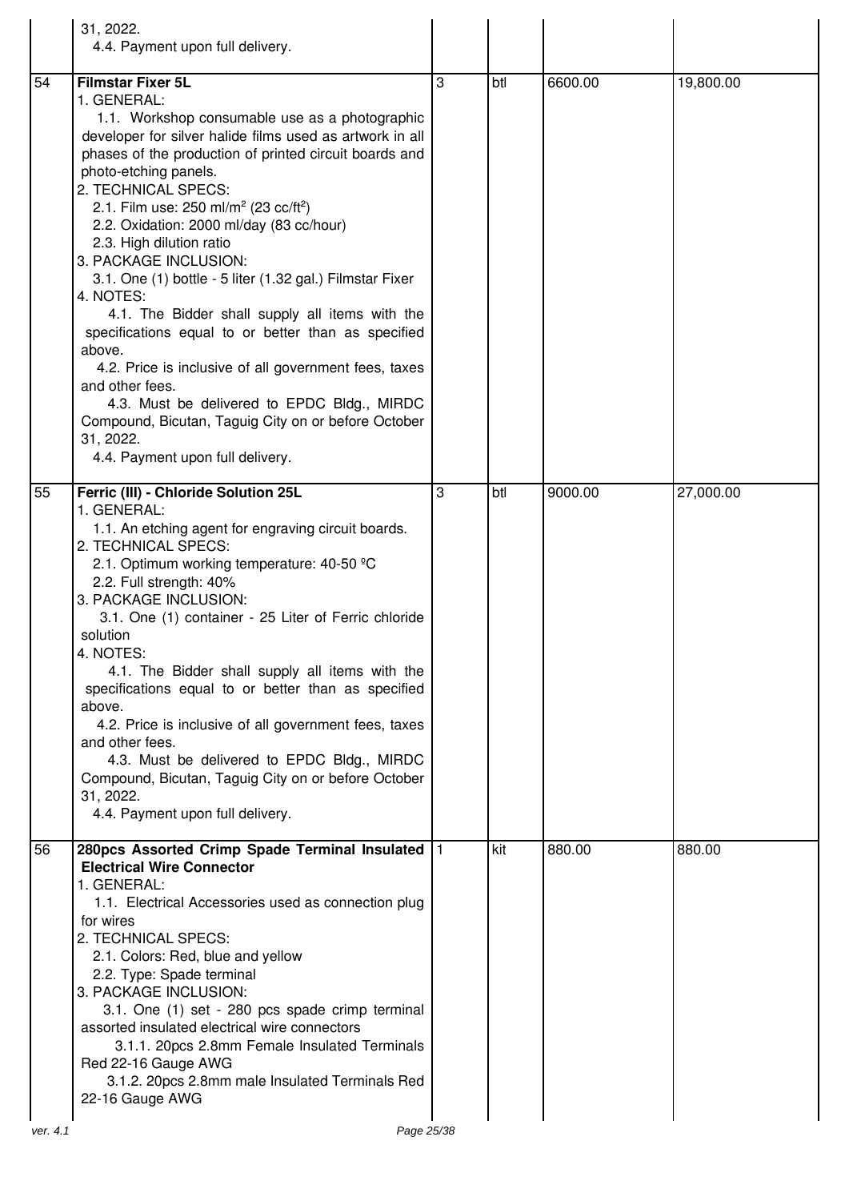| | | | | | |
|---|---|---|---|---|---|
| | 31, 2022.<br>4.4. Payment upon full delivery. | | | | |
| 54 | **Filmstar Fixer 5L**<br>1. GENERAL:<br>1.1. Workshop consumable use as a photographic developer for silver halide films used as artwork in all phases of the production of printed circuit boards and photo-etching panels.<br>2. TECHNICAL SPECS:<br>2.1. Film use: 250 ml/m$^2$ (23 cc/ft$^2$)<br>2.2. Oxidation: 2000 ml/day (83 cc/hour)<br>2.3. High dilution ratio<br>3. PACKAGE INCLUSION:<br>3.1. One (1) bottle - 5 liter (1.32 gal.) Filmstar Fixer<br>4. NOTES:<br>4.1. The Bidder shall supply all items with the specifications equal to or better than as specified above.<br>4.2. Price is inclusive of all government fees, taxes and other fees.<br>4.3. Must be delivered to EPDC Bldg., MIRDC Compound, Bicutan, Taguig City on or before October 31, 2022.<br>4.4. Payment upon full delivery. | 3 | btl | 6600.00 | 19,800.00 |
| 55 | **Ferric (III) - Chloride Solution 25L**<br>1. GENERAL:<br>1.1. An etching agent for engraving circuit boards.<br>2. TECHNICAL SPECS:<br>2.1. Optimum working temperature: 40-50 ºC<br>2.2. Full strength: 40%<br>3. PACKAGE INCLUSION:<br>3.1. One (1) container - 25 Liter of Ferric chloride solution<br>4. NOTES:<br>4.1. The Bidder shall supply all items with the specifications equal to or better than as specified above.<br>4.2. Price is inclusive of all government fees, taxes and other fees.<br>4.3. Must be delivered to EPDC Bldg., MIRDC Compound, Bicutan, Taguig City on or before October 31, 2022.<br>4.4. Payment upon full delivery. | 3 | btl | 9000.00 | 27,000.00 |
| 56 | **280pcs Assorted Crimp Spade Terminal Insulated Electrical Wire Connector**<br>1. GENERAL:<br>1.1. Electrical Accessories used as connection plug for wires<br>2. TECHNICAL SPECS:<br>2.1. Colors: Red, blue and yellow<br>2.2. Type: Spade terminal<br>3. PACKAGE INCLUSION:<br>3.1. One (1) set - 280 pcs spade crimp terminal assorted insulated electrical wire connectors<br>3.1.1. 20pcs 2.8mm Female Insulated Terminals Red 22-16 Gauge AWG<br>3.1.2. 20pcs 2.8mm male Insulated Terminals Red 22-16 Gauge AWG | 1 | kit | 880.00 | 880.00 |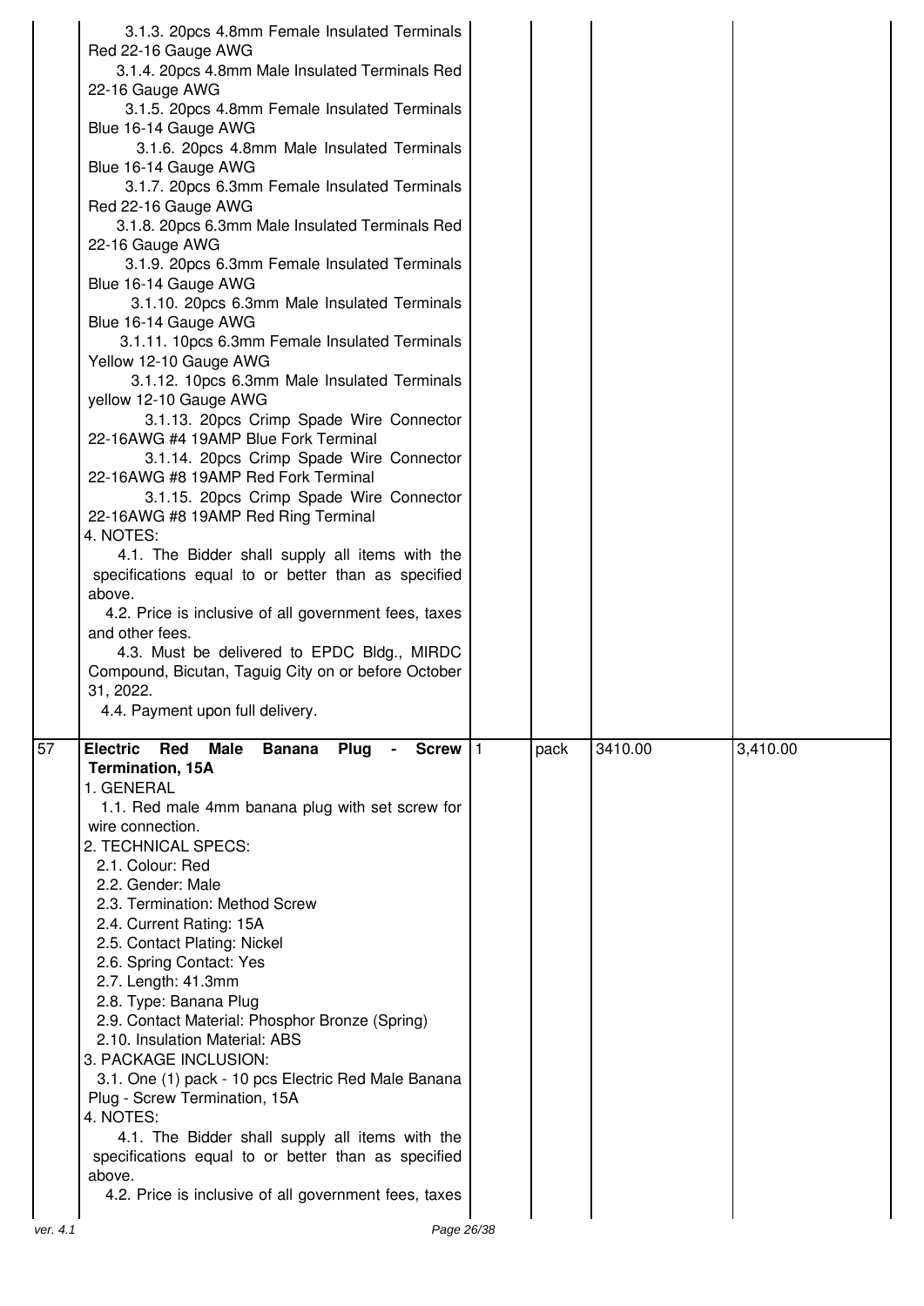| | | | | | |
|---|---|---|---|---|---|
| | 3.1.3. 20pcs 4.8mm Female Insulated Terminals Red 22-16 Gauge AWG<br>3.1.4. 20pcs 4.8mm Male Insulated Terminals Red 22-16 Gauge AWG<br>3.1.5. 20pcs 4.8mm Female Insulated Terminals Blue 16-14 Gauge AWG<br>3.1.6. 20pcs 4.8mm Male Insulated Terminals Blue 16-14 Gauge AWG<br>3.1.7. 20pcs 6.3mm Female Insulated Terminals Red 22-16 Gauge AWG<br>3.1.8. 20pcs 6.3mm Male Insulated Terminals Red 22-16 Gauge AWG<br>3.1.9. 20pcs 6.3mm Female Insulated Terminals Blue 16-14 Gauge AWG<br>3.1.10. 20pcs 6.3mm Male Insulated Terminals Blue 16-14 Gauge AWG<br>3.1.11. 10pcs 6.3mm Female Insulated Terminals Yellow 12-10 Gauge AWG<br>3.1.12. 10pcs 6.3mm Male Insulated Terminals yellow 12-10 Gauge AWG<br>3.1.13. 20pcs Crimp Spade Wire Connector 22-16AWG #4 19AMP Blue Fork Terminal<br>3.1.14. 20pcs Crimp Spade Wire Connector 22-16AWG #8 19AMP Red Fork Terminal<br>3.1.15. 20pcs Crimp Spade Wire Connector 22-16AWG #8 19AMP Red Ring Terminal<br>4. NOTES:<br>4.1. The Bidder shall supply all items with the specifications equal to or better than as specified above.<br>4.2. Price is inclusive of all government fees, taxes and other fees.<br>4.3. Must be delivered to EPDC Bldg., MIRDC Compound, Bicutan, Taguig City on or before October 31, 2022.<br>4.4. Payment upon full delivery. | | | | |
| 57 | **Electric Red Male Banana Plug - Screw Termination, 15A**<br>1. GENERAL<br>1.1. Red male 4mm banana plug with set screw for wire connection.<br>2. TECHNICAL SPECS:<br>2.1. Colour: Red<br>2.2. Gender: Male<br>2.3. Termination: Method Screw<br>2.4. Current Rating: 15A<br>2.5. Contact Plating: Nickel<br>2.6. Spring Contact: Yes<br>2.7. Length: 41.3mm<br>2.8. Type: Banana Plug<br>2.9. Contact Material: Phosphor Bronze (Spring)<br>2.10. Insulation Material: ABS<br>3. PACKAGE INCLUSION:<br>3.1. One (1) pack - 10 pcs Electric Red Male Banana Plug - Screw Termination, 15A<br>4. NOTES:<br>4.1. The Bidder shall supply all items with the specifications equal to or better than as specified above.<br>4.2. Price is inclusive of all government fees, taxes | 1 | pack | 3410.00 | 3,410.00 |

ver. 4.1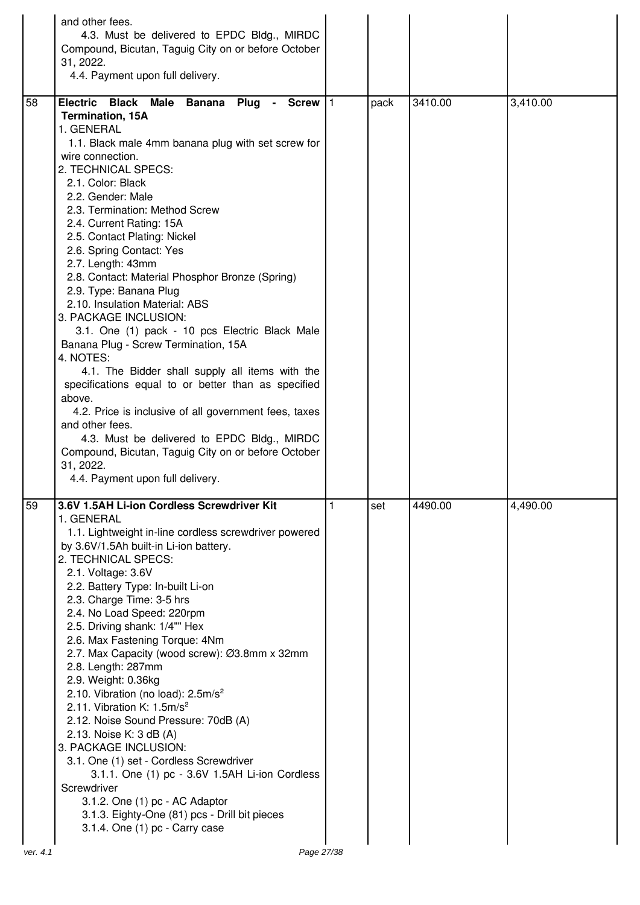| | | | | | |
|---|---|---|---|---|---|
| | and other fees.<br>4.3. Must be delivered to EPDC Bldg., MIRDC Compound, Bicutan, Taguig City on or before October 31, 2022.<br>4.4. Payment upon full delivery. | | | | |
| 58 | **Electric Black Male Banana Plug - Screw Termination, 15A**<br>1. GENERAL<br>1.1. Black male 4mm banana plug with set screw for wire connection.<br>2. TECHNICAL SPECS:<br>2.1. Color: Black<br>2.2. Gender: Male<br>2.3. Termination: Method Screw<br>2.4. Current Rating: 15A<br>2.5. Contact Plating: Nickel<br>2.6. Spring Contact: Yes<br>2.7. Length: 43mm<br>2.8. Contact: Material Phosphor Bronze (Spring)<br>2.9. Type: Banana Plug<br>2.10. Insulation Material: ABS<br>3. PACKAGE INCLUSION:<br>3.1. One (1) pack - 10 pcs Electric Black Male Banana Plug - Screw Termination, 15A<br>4. NOTES:<br>4.1. The Bidder shall supply all items with the specifications equal to or better than as specified above.<br>4.2. Price is inclusive of all government fees, taxes and other fees.<br>4.3. Must be delivered to EPDC Bldg., MIRDC Compound, Bicutan, Taguig City on or before October 31, 2022.<br>4.4. Payment upon full delivery. | 1 | pack | 3410.00 | 3,410.00 |
| 59 | **3.6V 1.5AH Li-ion Cordless Screwdriver Kit**<br>1. GENERAL<br>1.1. Lightweight in-line cordless screwdriver powered by 3.6V/1.5Ah built-in Li-ion battery.<br>2. TECHNICAL SPECS:<br>2.1. Voltage: 3.6V<br>2.2. Battery Type: In-built Li-on<br>2.3. Charge Time: 3-5 hrs<br>2.4. No Load Speed: 220rpm<br>2.5. Driving shank: 1/4"" Hex<br>2.6. Max Fastening Torque: 4Nm<br>2.7. Max Capacity (wood screw): Ø3.8mm x 32mm<br>2.8. Length: 287mm<br>2.9. Weight: 0.36kg<br>2.10. Vibration (no load): 2.5m/s²<br>2.11. Vibration K: 1.5m/s²<br>2.12. Noise Sound Pressure: 70dB (A)<br>2.13. Noise K: 3 dB (A)<br>3. PACKAGE INCLUSION:<br>3.1. One (1) set - Cordless Screwdriver<br>3.1.1. One (1) pc - 3.6V 1.5AH Li-ion Cordless Screwdriver<br>3.1.2. One (1) pc - AC Adaptor<br>3.1.3. Eighty-One (81) pcs - Drill bit pieces<br>3.1.4. One (1) pc - Carry case | 1 | set | 4490.00 | 4,490.00 |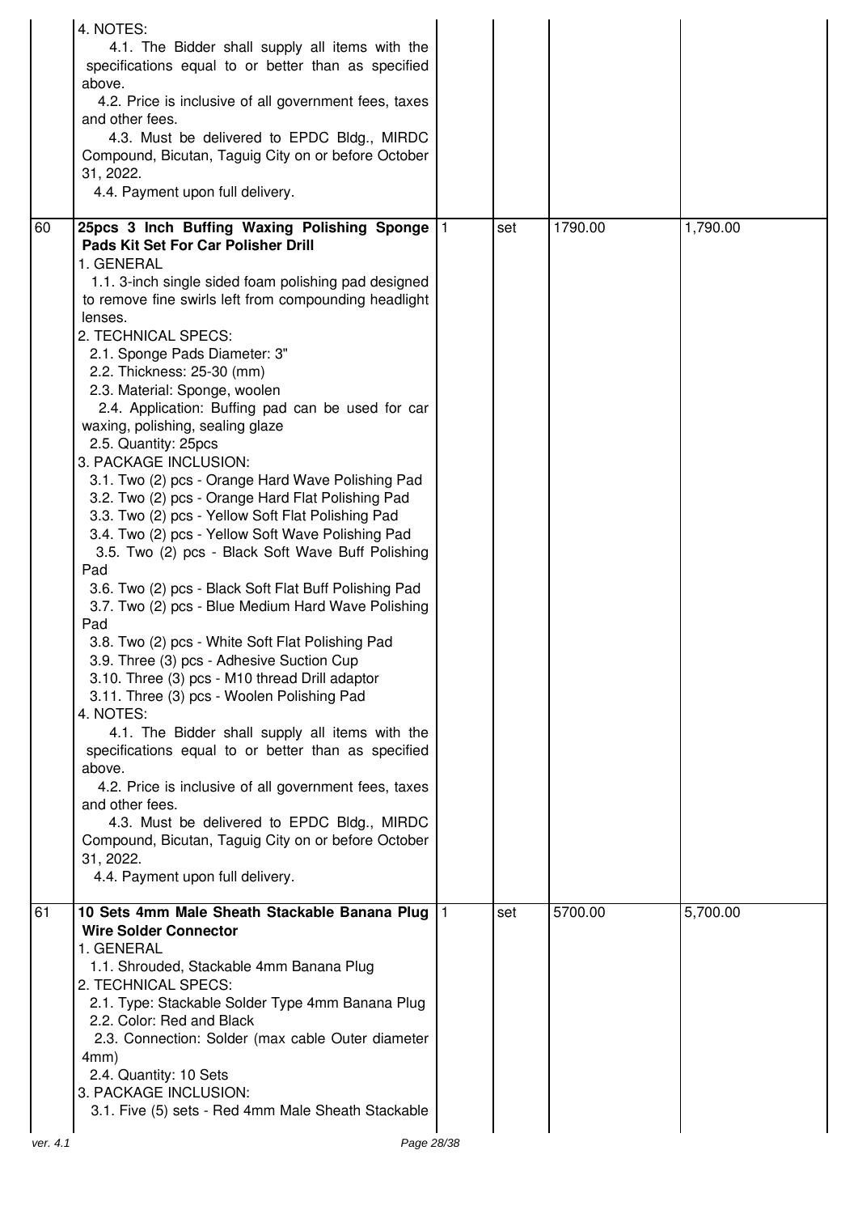| | | | | | |
|---|---|---|---|---|---|
| | 4. NOTES:<br>4.1. The Bidder shall supply all items with the specifications equal to or better than as specified above.<br>4.2. Price is inclusive of all government fees, taxes and other fees.<br>4.3. Must be delivered to EPDC Bldg., MIRDC Compound, Bicutan, Taguig City on or before October 31, 2022.<br>4.4. Payment upon full delivery. | | | | |
| 60 | **25pcs 3 Inch Buffing Waxing Polishing Sponge Pads Kit Set For Car Polisher Drill**<br>1. GENERAL<br>1.1. 3-inch single sided foam polishing pad designed to remove fine swirls left from compounding headlight lenses.<br>2. TECHNICAL SPECS:<br>2.1. Sponge Pads Diameter: 3"<br>2.2. Thickness: 25-30 (mm)<br>2.3. Material: Sponge, woolen<br>2.4. Application: Buffing pad can be used for car waxing, polishing, sealing glaze<br>2.5. Quantity: 25pcs<br>3. PACKAGE INCLUSION:<br>3.1. Two (2) pcs - Orange Hard Wave Polishing Pad<br>3.2. Two (2) pcs - Orange Hard Flat Polishing Pad<br>3.3. Two (2) pcs - Yellow Soft Flat Polishing Pad<br>3.4. Two (2) pcs - Yellow Soft Wave Polishing Pad<br>3.5. Two (2) pcs - Black Soft Wave Buff Polishing Pad<br>3.6. Two (2) pcs - Black Soft Flat Buff Polishing Pad<br>3.7. Two (2) pcs - Blue Medium Hard Wave Polishing Pad<br>3.8. Two (2) pcs - White Soft Flat Polishing Pad<br>3.9. Three (3) pcs - Adhesive Suction Cup<br>3.10. Three (3) pcs - M10 thread Drill adaptor<br>3.11. Three (3) pcs - Woolen Polishing Pad<br>4. NOTES:<br>4.1. The Bidder shall supply all items with the specifications equal to or better than as specified above.<br>4.2. Price is inclusive of all government fees, taxes and other fees.<br>4.3. Must be delivered to EPDC Bldg., MIRDC Compound, Bicutan, Taguig City on or before October 31, 2022.<br>4.4. Payment upon full delivery. | 1 | set | 1790.00 | 1,790.00 |
| 61 | **10 Sets 4mm Male Sheath Stackable Banana Plug Wire Solder Connector**<br>1. GENERAL<br>1.1. Shrouded, Stackable 4mm Banana Plug<br>2. TECHNICAL SPECS:<br>2.1. Type: Stackable Solder Type 4mm Banana Plug<br>2.2. Color: Red and Black<br>2.3. Connection: Solder (max cable Outer diameter 4mm)<br>2.4. Quantity: 10 Sets<br>3. PACKAGE INCLUSION:<br>3.1. Five (5) sets - Red 4mm Male Sheath Stackable | 1 | set | 5700.00 | 5,700.00 |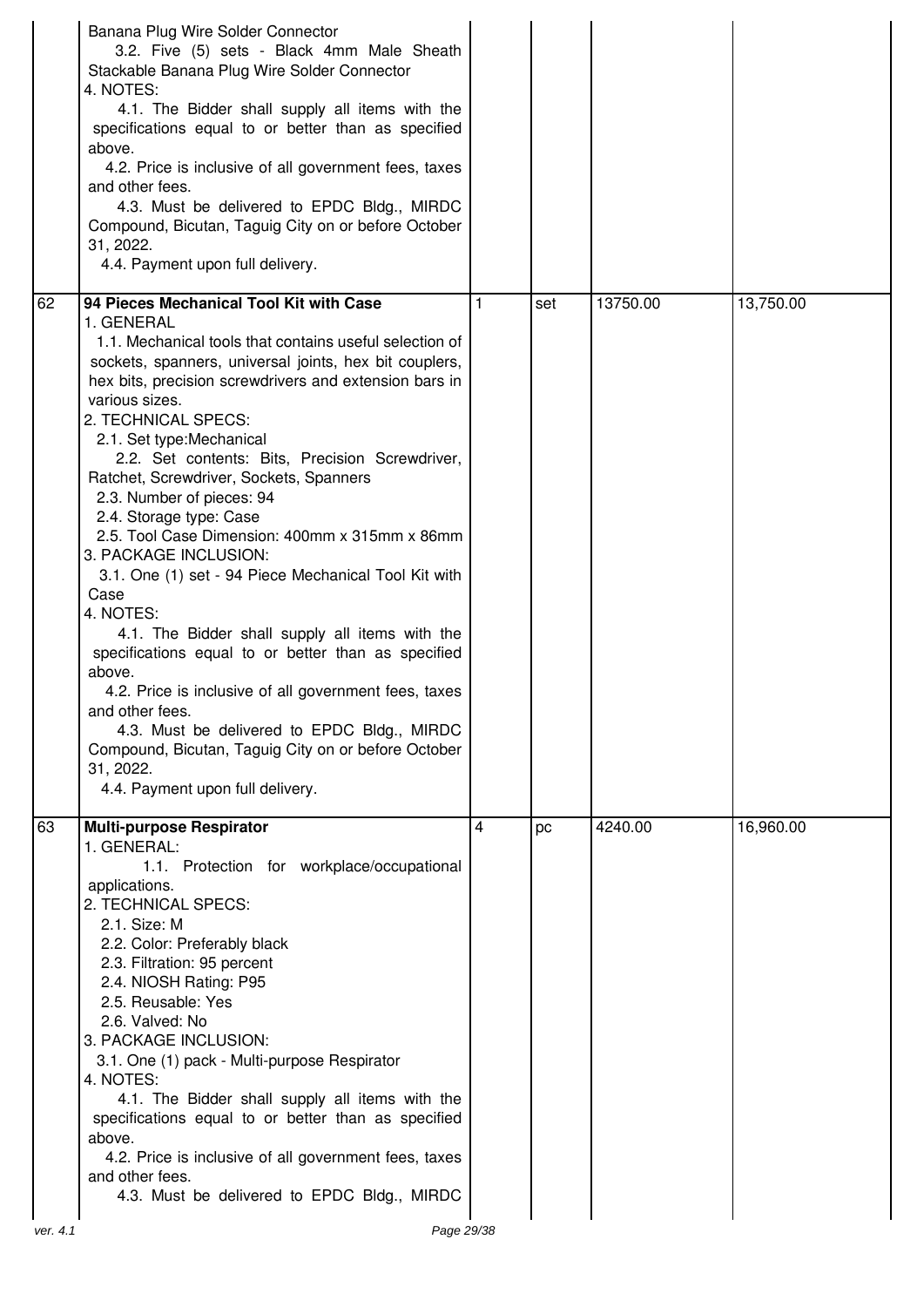| | | | | | |
|---|---|---|---|---|---|
| | Banana Plug Wire Solder Connector<br>3.2. Five (5) sets - Black 4mm Male Sheath Stackable Banana Plug Wire Solder Connector<br>4. NOTES:<br>4.1. The Bidder shall supply all items with the specifications equal to or better than as specified above.<br>4.2. Price is inclusive of all government fees, taxes and other fees.<br>4.3. Must be delivered to EPDC Bldg., MIRDC Compound, Bicutan, Taguig City on or before October 31, 2022.<br>4.4. Payment upon full delivery. | | | | |
| 62 | **94 Pieces Mechanical Tool Kit with Case**<br>1. GENERAL<br>1.1. Mechanical tools that contains useful selection of sockets, spanners, universal joints, hex bit couplers, hex bits, precision screwdrivers and extension bars in various sizes.<br>2. TECHNICAL SPECS:<br>2.1. Set type:Mechanical<br>2.2. Set contents: Bits, Precision Screwdriver, Ratchet, Screwdriver, Sockets, Spanners<br>2.3. Number of pieces: 94<br>2.4. Storage type: Case<br>2.5. Tool Case Dimension: 400mm x 315mm x 86mm<br>3. PACKAGE INCLUSION:<br>3.1. One (1) set - 94 Piece Mechanical Tool Kit with Case<br>4. NOTES:<br>4.1. The Bidder shall supply all items with the specifications equal to or better than as specified above.<br>4.2. Price is inclusive of all government fees, taxes and other fees.<br>4.3. Must be delivered to EPDC Bldg., MIRDC Compound, Bicutan, Taguig City on or before October 31, 2022.<br>4.4. Payment upon full delivery. | 1 | set | 13750.00 | 13,750.00 |
| 63 | **Multi-purpose Respirator**<br>1. GENERAL:<br>1.1. Protection for workplace/occupational applications.<br>2. TECHNICAL SPECS:<br>2.1. Size: M<br>2.2. Color: Preferably black<br>2.3. Filtration: 95 percent<br>2.4. NIOSH Rating: P95<br>2.5. Reusable: Yes<br>2.6. Valved: No<br>3. PACKAGE INCLUSION:<br>3.1. One (1) pack - Multi-purpose Respirator<br>4. NOTES:<br>4.1. The Bidder shall supply all items with the specifications equal to or better than as specified above.<br>4.2. Price is inclusive of all government fees, taxes and other fees.<br>4.3. Must be delivered to EPDC Bldg., MIRDC | 4 | pc | 4240.00 | 16,960.00 |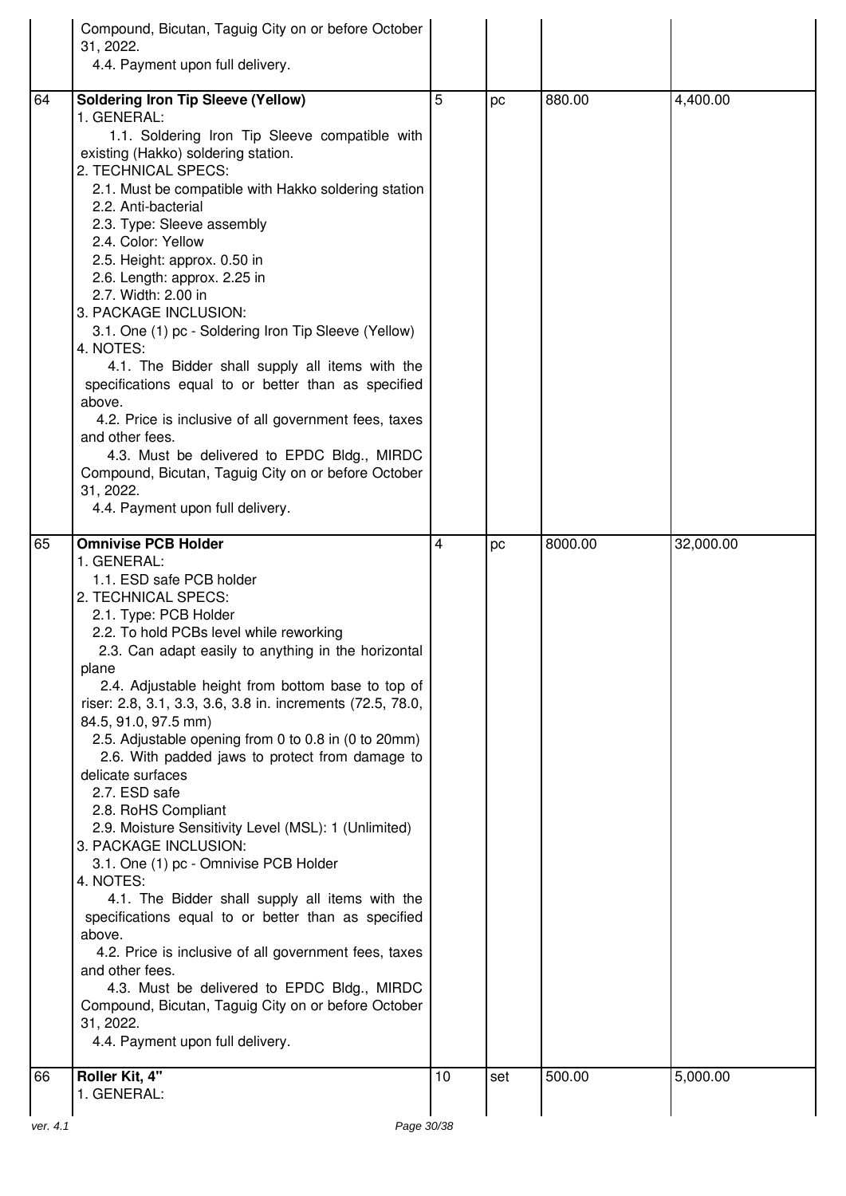| | | | | | |
|---|---|---|---|---|---|
| | Compound, Bicutan, Taguig City on or before October 31, 2022.<br>4.4. Payment upon full delivery. | | | | |
| 64 | **Soldering Iron Tip Sleeve (Yellow)**<br>1. GENERAL:<br>1.1. Soldering Iron Tip Sleeve compatible with existing (Hakko) soldering station.<br>2. TECHNICAL SPECS:<br>2.1. Must be compatible with Hakko soldering station<br>2.2. Anti-bacterial<br>2.3. Type: Sleeve assembly<br>2.4. Color: Yellow<br>2.5. Height: approx. 0.50 in<br>2.6. Length: approx. 2.25 in<br>2.7. Width: 2.00 in<br>3. PACKAGE INCLUSION:<br>3.1. One (1) pc - Soldering Iron Tip Sleeve (Yellow)<br>4. NOTES:<br>4.1. The Bidder shall supply all items with the specifications equal to or better than as specified above.<br>4.2. Price is inclusive of all government fees, taxes and other fees.<br>4.3. Must be delivered to EPDC Bldg., MIRDC Compound, Bicutan, Taguig City on or before October 31, 2022.<br>4.4. Payment upon full delivery. | 5 | pc | 880.00 | 4,400.00 |
| 65 | **Omnivise PCB Holder**<br>1. GENERAL:<br>1.1. ESD safe PCB holder<br>2. TECHNICAL SPECS:<br>2.1. Type: PCB Holder<br>2.2. To hold PCBs level while reworking<br>2.3. Can adapt easily to anything in the horizontal plane<br>2.4. Adjustable height from bottom base to top of riser: 2.8, 3.1, 3.3, 3.6, 3.8 in. increments (72.5, 78.0, 84.5, 91.0, 97.5 mm)<br>2.5. Adjustable opening from 0 to 0.8 in (0 to 20mm)<br>2.6. With padded jaws to protect from damage to delicate surfaces<br>2.7. ESD safe<br>2.8. RoHS Compliant<br>2.9. Moisture Sensitivity Level (MSL): 1 (Unlimited)<br>3. PACKAGE INCLUSION:<br>3.1. One (1) pc - Omnivise PCB Holder<br>4. NOTES:<br>4.1. The Bidder shall supply all items with the specifications equal to or better than as specified above.<br>4.2. Price is inclusive of all government fees, taxes and other fees.<br>4.3. Must be delivered to EPDC Bldg., MIRDC Compound, Bicutan, Taguig City on or before October 31, 2022.<br>4.4. Payment upon full delivery. | 4 | pc | 8000.00 | 32,000.00 |
| 66 | **Roller Kit, 4"**<br>1. GENERAL: | 10 | set | 500.00 | 5,000.00 |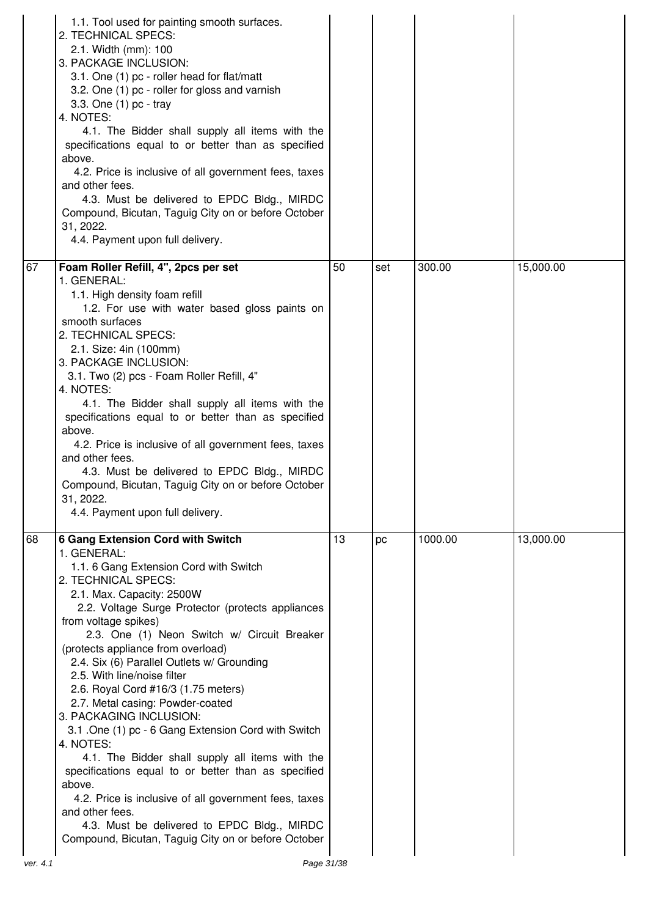| | | | | | |
|---|---|---|---|---|---|
| | 1.1. Tool used for painting smooth surfaces.<br>2. TECHNICAL SPECS:<br>2.1. Width (mm): 100<br>3. PACKAGE INCLUSION:<br>3.1. One (1) pc - roller head for flat/matt<br>3.2. One (1) pc - roller for gloss and varnish<br>3.3. One (1) pc - tray<br>4. NOTES:<br>4.1. The Bidder shall supply all items with the specifications equal to or better than as specified above.<br>4.2. Price is inclusive of all government fees, taxes and other fees.<br>4.3. Must be delivered to EPDC Bldg., MIRDC Compound, Bicutan, Taguig City on or before October 31, 2022.<br>4.4. Payment upon full delivery. | | | | |
| 67 | **Foam Roller Refill, 4", 2pcs per set**<br>1. GENERAL:<br>1.1. High density foam refill<br>1.2. For use with water based gloss paints on smooth surfaces<br>2. TECHNICAL SPECS:<br>2.1. Size: 4in (100mm)<br>3. PACKAGE INCLUSION:<br>3.1. Two (2) pcs - Foam Roller Refill, 4"<br>4. NOTES:<br>4.1. The Bidder shall supply all items with the specifications equal to or better than as specified above.<br>4.2. Price is inclusive of all government fees, taxes and other fees.<br>4.3. Must be delivered to EPDC Bldg., MIRDC Compound, Bicutan, Taguig City on or before October 31, 2022.<br>4.4. Payment upon full delivery. | 50 | set | 300.00 | 15,000.00 |
| 68 | **6 Gang Extension Cord with Switch**<br>1. GENERAL:<br>1.1. 6 Gang Extension Cord with Switch<br>2. TECHNICAL SPECS:<br>2.1. Max. Capacity: 2500W<br>2.2. Voltage Surge Protector (protects appliances from voltage spikes)<br>2.3. One (1) Neon Switch w/ Circuit Breaker (protects appliance from overload)<br>2.4. Six (6) Parallel Outlets w/ Grounding<br>2.5. With line/noise filter<br>2.6. Royal Cord #16/3 (1.75 meters)<br>2.7. Metal casing: Powder-coated<br>3. PACKAGING INCLUSION:<br>3.1 .One (1) pc - 6 Gang Extension Cord with Switch<br>4. NOTES:<br>4.1. The Bidder shall supply all items with the specifications equal to or better than as specified above.<br>4.2. Price is inclusive of all government fees, taxes and other fees.<br>4.3. Must be delivered to EPDC Bldg., MIRDC Compound, Bicutan, Taguig City on or before October | 13 | pc | 1000.00 | 13,000.00 |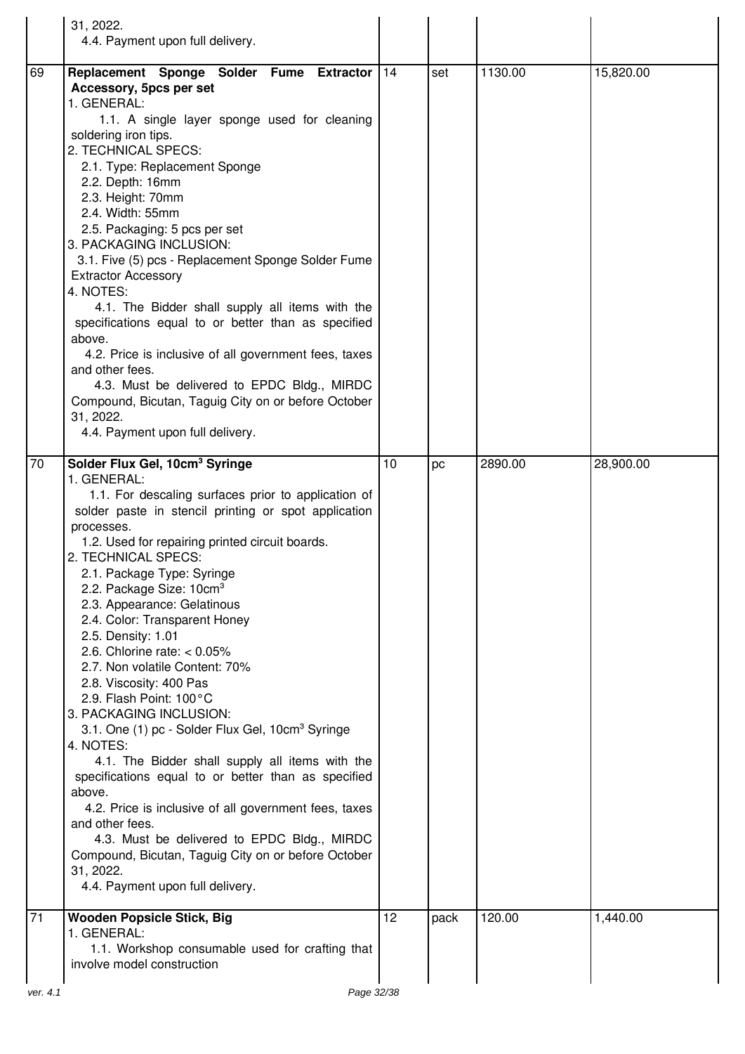| | | | | | |
|---|---|---|---|---|---|
| | 31, 2022.<br>4.4. Payment upon full delivery. | | | | |
| 69 | **Replacement Sponge Solder Fume Extractor Accessory, 5pcs per set**<br>1. GENERAL:<br>1.1. A single layer sponge used for cleaning soldering iron tips.<br>2. TECHNICAL SPECS:<br>2.1. Type: Replacement Sponge<br>2.2. Depth: 16mm<br>2.3. Height: 70mm<br>2.4. Width: 55mm<br>2.5. Packaging: 5 pcs per set<br>3. PACKAGING INCLUSION:<br>3.1. Five (5) pcs - Replacement Sponge Solder Fume Extractor Accessory<br>4. NOTES:<br>4.1. The Bidder shall supply all items with the specifications equal to or better than as specified above.<br>4.2. Price is inclusive of all government fees, taxes and other fees.<br>4.3. Must be delivered to EPDC Bldg., MIRDC Compound, Bicutan, Taguig City on or before October 31, 2022.<br>4.4. Payment upon full delivery. | 14 | set | 1130.00 | 15,820.00 |
| 70 | **Solder Flux Gel, 10cm³ Syringe**<br>1. GENERAL:<br>1.1. For descaling surfaces prior to application of solder paste in stencil printing or spot application processes.<br>1.2. Used for repairing printed circuit boards.<br>2. TECHNICAL SPECS:<br>2.1. Package Type: Syringe<br>2.2. Package Size: 10cm³<br>2.3. Appearance: Gelatinous<br>2.4. Color: Transparent Honey<br>2.5. Density: 1.01<br>2.6. Chlorine rate: < 0.05%<br>2.7. Non volatile Content: 70%<br>2.8. Viscosity: 400 Pas<br>2.9. Flash Point: 100°C<br>3. PACKAGING INCLUSION:<br>3.1. One (1) pc - Solder Flux Gel, 10cm³ Syringe<br>4. NOTES:<br>4.1. The Bidder shall supply all items with the specifications equal to or better than as specified above.<br>4.2. Price is inclusive of all government fees, taxes and other fees.<br>4.3. Must be delivered to EPDC Bldg., MIRDC Compound, Bicutan, Taguig City on or before October 31, 2022.<br>4.4. Payment upon full delivery. | 10 | pc | 2890.00 | 28,900.00 |
| 71 | **Wooden Popsicle Stick, Big**<br>1. GENERAL:<br>1.1. Workshop consumable used for crafting that involve model construction | 12 | pack | 120.00 | 1,440.00 |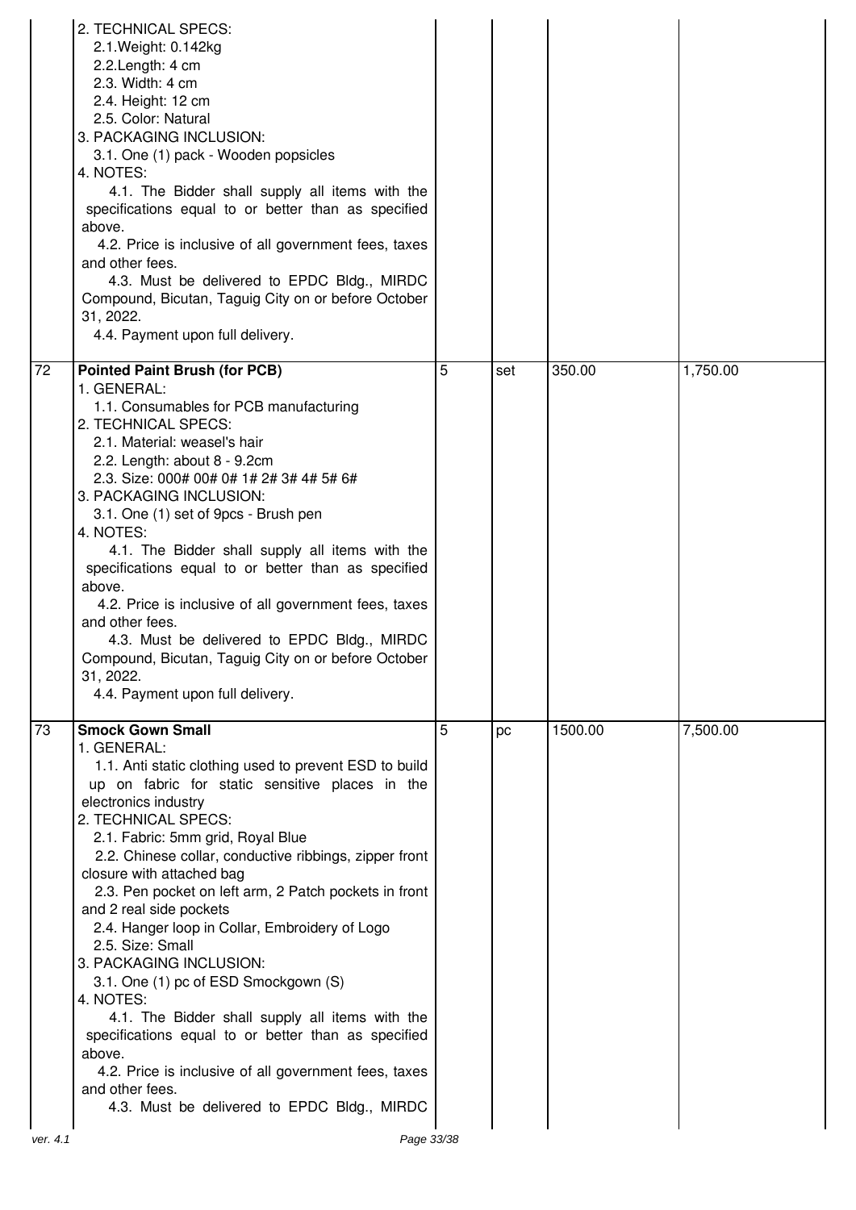| | | | | | |
|---|---|---|---|---|---|
| | 2. TECHNICAL SPECS:<br>2.1.Weight: 0.142kg<br>2.2.Length: 4 cm<br>2.3. Width: 4 cm<br>2.4. Height: 12 cm<br>2.5. Color: Natural<br>3. PACKAGING INCLUSION:<br>3.1. One (1) pack - Wooden popsicles<br>4. NOTES:<br>4.1. The Bidder shall supply all items with the specifications equal to or better than as specified above.<br>4.2. Price is inclusive of all government fees, taxes and other fees.<br>4.3. Must be delivered to EPDC Bldg., MIRDC Compound, Bicutan, Taguig City on or before October 31, 2022.<br>4.4. Payment upon full delivery. | | | | |
| 72 | **Pointed Paint Brush (for PCB)**<br>1. GENERAL:<br>1.1. Consumables for PCB manufacturing<br>2. TECHNICAL SPECS:<br>2.1. Material: weasel's hair<br>2.2. Length: about 8 - 9.2cm<br>2.3. Size: 000# 00# 0# 1# 2# 3# 4# 5# 6#<br>3. PACKAGING INCLUSION:<br>3.1. One (1) set of 9pcs - Brush pen<br>4. NOTES:<br>4.1. The Bidder shall supply all items with the specifications equal to or better than as specified above.<br>4.2. Price is inclusive of all government fees, taxes and other fees.<br>4.3. Must be delivered to EPDC Bldg., MIRDC Compound, Bicutan, Taguig City on or before October 31, 2022.<br>4.4. Payment upon full delivery. | 5 | set | 350.00 | 1,750.00 |
| 73 | **Smock Gown Small**<br>1. GENERAL:<br>1.1. Anti static clothing used to prevent ESD to build up on fabric for static sensitive places in the electronics industry<br>2. TECHNICAL SPECS:<br>2.1. Fabric: 5mm grid, Royal Blue<br>2.2. Chinese collar, conductive ribbings, zipper front closure with attached bag<br>2.3. Pen pocket on left arm, 2 Patch pockets in front and 2 real side pockets<br>2.4. Hanger loop in Collar, Embroidery of Logo<br>2.5. Size: Small<br>3. PACKAGING INCLUSION:<br>3.1. One (1) pc of ESD Smockgown (S)<br>4. NOTES:<br>4.1. The Bidder shall supply all items with the specifications equal to or better than as specified above.<br>4.2. Price is inclusive of all government fees, taxes and other fees.<br>4.3. Must be delivered to EPDC Bldg., MIRDC | 5 | pc | 1500.00 | 7,500.00 |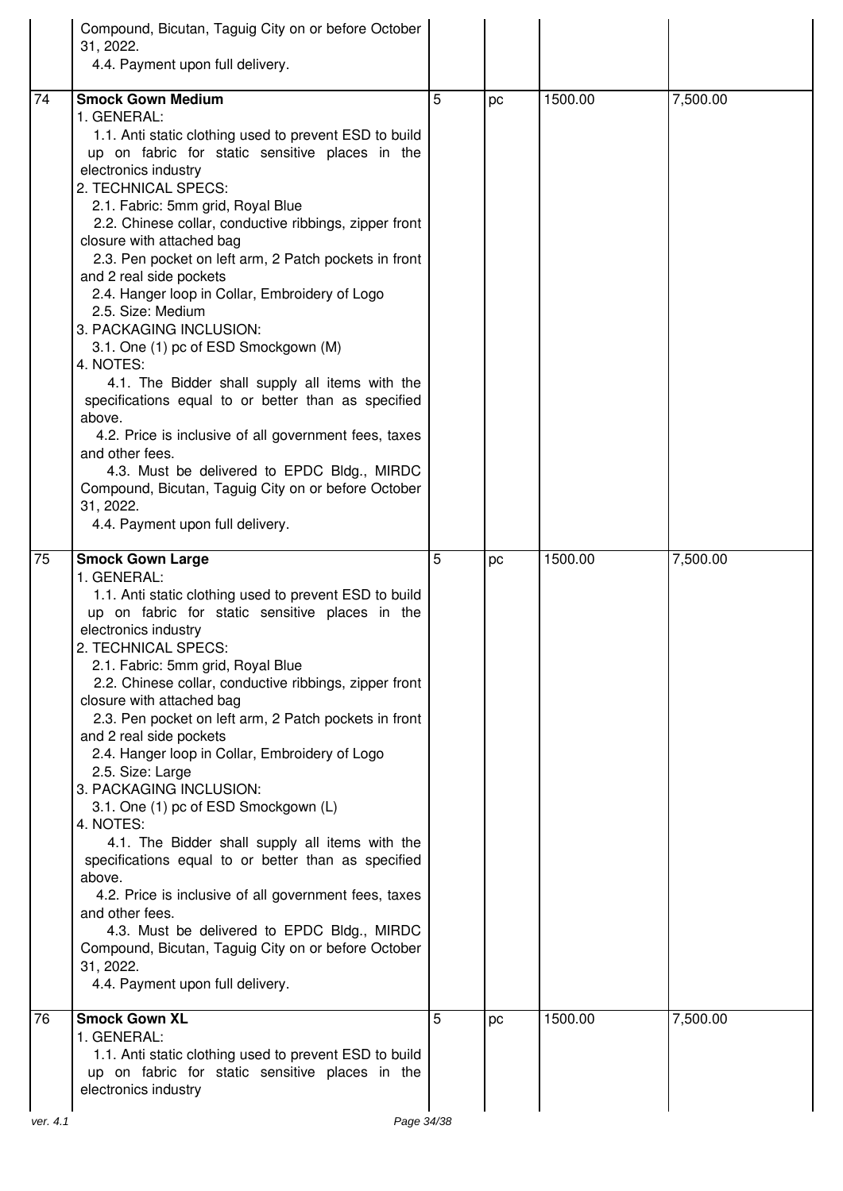| | | | | | |
|---|---|---|---|---|---|
| | Compound, Bicutan, Taguig City on or before October 31, 2022.<br>4.4. Payment upon full delivery. | | | | |
| 74 | **Smock Gown Medium**<br>1. GENERAL:<br>1.1. Anti static clothing used to prevent ESD to build up on fabric for static sensitive places in the electronics industry<br>2. TECHNICAL SPECS:<br>2.1. Fabric: 5mm grid, Royal Blue<br>2.2. Chinese collar, conductive ribbings, zipper front closure with attached bag<br>2.3. Pen pocket on left arm, 2 Patch pockets in front and 2 real side pockets<br>2.4. Hanger loop in Collar, Embroidery of Logo<br>2.5. Size: Medium<br>3. PACKAGING INCLUSION:<br>3.1. One (1) pc of ESD Smockgown (M)<br>4. NOTES:<br>4.1. The Bidder shall supply all items with the specifications equal to or better than as specified above.<br>4.2. Price is inclusive of all government fees, taxes and other fees.<br>4.3. Must be delivered to EPDC Bldg., MIRDC Compound, Bicutan, Taguig City on or before October 31, 2022.<br>4.4. Payment upon full delivery. | 5 | pc | 1500.00 | 7,500.00 |
| 75 | **Smock Gown Large**<br>1. GENERAL:<br>1.1. Anti static clothing used to prevent ESD to build up on fabric for static sensitive places in the electronics industry<br>2. TECHNICAL SPECS:<br>2.1. Fabric: 5mm grid, Royal Blue<br>2.2. Chinese collar, conductive ribbings, zipper front closure with attached bag<br>2.3. Pen pocket on left arm, 2 Patch pockets in front and 2 real side pockets<br>2.4. Hanger loop in Collar, Embroidery of Logo<br>2.5. Size: Large<br>3. PACKAGING INCLUSION:<br>3.1. One (1) pc of ESD Smockgown (L)<br>4. NOTES:<br>4.1. The Bidder shall supply all items with the specifications equal to or better than as specified above.<br>4.2. Price is inclusive of all government fees, taxes and other fees.<br>4.3. Must be delivered to EPDC Bldg., MIRDC Compound, Bicutan, Taguig City on or before October 31, 2022.<br>4.4. Payment upon full delivery. | 5 | pc | 1500.00 | 7,500.00 |
| 76 | **Smock Gown XL**<br>1. GENERAL:<br>1.1. Anti static clothing used to prevent ESD to build up on fabric for static sensitive places in the electronics industry | 5 | pc | 1500.00 | 7,500.00 |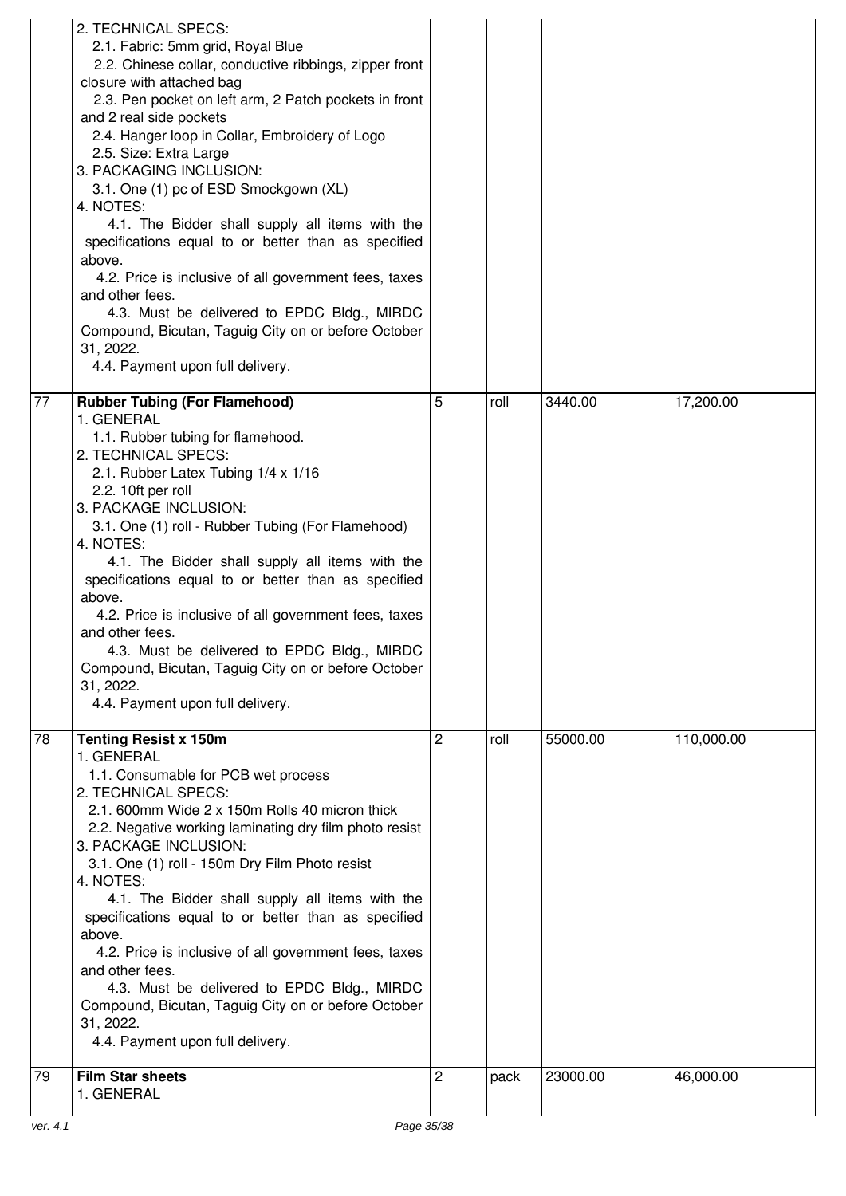| | | | | | |
|---|---|---|---|---|---|
| | 2. TECHNICAL SPECS:<br>2.1. Fabric: 5mm grid, Royal Blue<br>2.2. Chinese collar, conductive ribbings, zipper front closure with attached bag<br>2.3. Pen pocket on left arm, 2 Patch pockets in front and 2 real side pockets<br>2.4. Hanger loop in Collar, Embroidery of Logo<br>2.5. Size: Extra Large<br>3. PACKAGING INCLUSION:<br>3.1. One (1) pc of ESD Smockgown (XL)<br>4. NOTES:<br>4.1. The Bidder shall supply all items with the specifications equal to or better than as specified above.<br>4.2. Price is inclusive of all government fees, taxes and other fees.<br>4.3. Must be delivered to EPDC Bldg., MIRDC Compound, Bicutan, Taguig City on or before October 31, 2022.<br>4.4. Payment upon full delivery. | | | | |
| 77 | **Rubber Tubing (For Flamehood)**<br>1. GENERAL<br>1.1. Rubber tubing for flamehood.<br>2. TECHNICAL SPECS:<br>2.1. Rubber Latex Tubing 1/4 x 1/16<br>2.2. 10ft per roll<br>3. PACKAGE INCLUSION:<br>3.1. One (1) roll - Rubber Tubing (For Flamehood)<br>4. NOTES:<br>4.1. The Bidder shall supply all items with the specifications equal to or better than as specified above.<br>4.2. Price is inclusive of all government fees, taxes and other fees.<br>4.3. Must be delivered to EPDC Bldg., MIRDC Compound, Bicutan, Taguig City on or before October 31, 2022.<br>4.4. Payment upon full delivery. | 5 | roll | 3440.00 | 17,200.00 |
| 78 | **Tenting Resist x 150m**<br>1. GENERAL<br>1.1. Consumable for PCB wet process<br>2. TECHNICAL SPECS:<br>2.1. 600mm Wide 2 x 150m Rolls 40 micron thick<br>2.2. Negative working laminating dry film photo resist<br>3. PACKAGE INCLUSION:<br>3.1. One (1) roll - 150m Dry Film Photo resist<br>4. NOTES:<br>4.1. The Bidder shall supply all items with the specifications equal to or better than as specified above.<br>4.2. Price is inclusive of all government fees, taxes and other fees.<br>4.3. Must be delivered to EPDC Bldg., MIRDC Compound, Bicutan, Taguig City on or before October 31, 2022.<br>4.4. Payment upon full delivery. | 2 | roll | 55000.00 | 110,000.00 |
| 79 | **Film Star sheets**<br>1. GENERAL | 2 | pack | 23000.00 | 46,000.00 |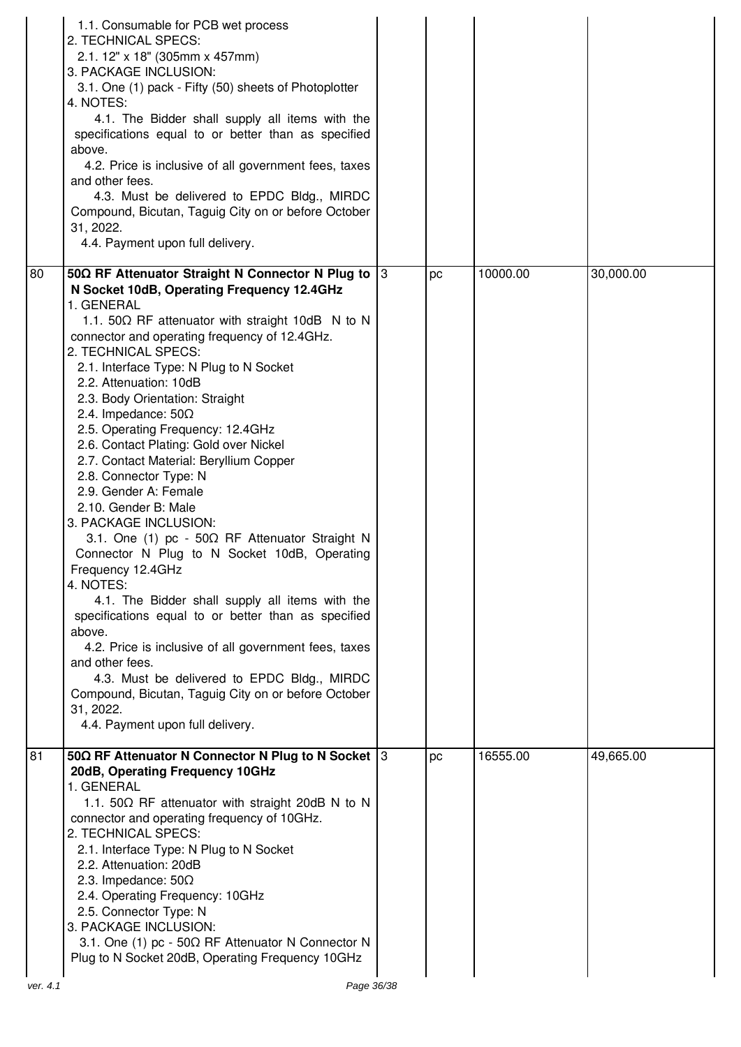| | | | | | |
|---|---|---|---|---|---|
| | 1.1. Consumable for PCB wet process<br>2. TECHNICAL SPECS:<br>2.1. 12" x 18" (305mm x 457mm)<br>3. PACKAGE INCLUSION:<br>3.1. One (1) pack - Fifty (50) sheets of Photoplotter<br>4. NOTES:<br>4.1. The Bidder shall supply all items with the specifications equal to or better than as specified above.<br>4.2. Price is inclusive of all government fees, taxes and other fees.<br>4.3. Must be delivered to EPDC Bldg., MIRDC Compound, Bicutan, Taguig City on or before October 31, 2022.<br>4.4. Payment upon full delivery. | | | | |
| 80 | **50Ω RF Attenuator Straight N Connector N Plug to N Socket 10dB, Operating Frequency 12.4GHz**<br>1. GENERAL<br>1.1. 50Ω RF attenuator with straight 10dB N to N connector and operating frequency of 12.4GHz.<br>2. TECHNICAL SPECS:<br>2.1. Interface Type: N Plug to Socket<br>2.2. Attenuation: 10dB<br>2.3. Body Orientation: Straight<br>2.4. Impedance: 50Ω<br>2.5. Operating Frequency: 12.4GHz<br>2.6. Contact Plating: Gold over Nickel<br>2.7. Contact Material: Beryllium Copper<br>2.8. Connector Type: N<br>2.9. Gender A: Female<br>2.10. Gender B: Male<br>3. PACKAGE INCLUSION:<br>3.1. One (1) pc - 50Ω RF Attenuator Straight N Connector N Plug to N Socket 10dB, Operating Frequency 12.4GHz<br>4. NOTES:<br>4.1. The Bidder shall supply all items with the specifications equal to or better than as specified above.<br>4.2. Price is inclusive of all government fees, taxes and other fees.<br>4.3. Must be delivered to EPDC Bldg., MIRDC Compound, Bicutan, Taguig City on or before October 31, 2022.<br>4.4. Payment upon full delivery. | 3 | pc | 10000.00 | 30,000.00 |
| 81 | **50Ω RF Attenuator N Connector N Plug to N Socket 20dB, Operating Frequency 10GHz**<br>1. GENERAL<br>1.1. 50Ω RF attenuator with straight 20dB N to N connector and operating frequency of 10GHz.<br>2. TECHNICAL SPECS:<br>2.1. Interface Type: N Plug to N Socket<br>2.2. Attenuation: 20dB<br>2.3. Impedance: 50Ω<br>2.4. Operating Frequency: 10GHz<br>2.5. Connector Type: N<br>3. PACKAGE INCLUSION:<br>3.1. One (1) pc - 50Ω RF Attenuator N Connector N Plug to N Socket 20dB, Operating Frequency 10GHz | 3 | pc | 16555.00 | 49,665.00 |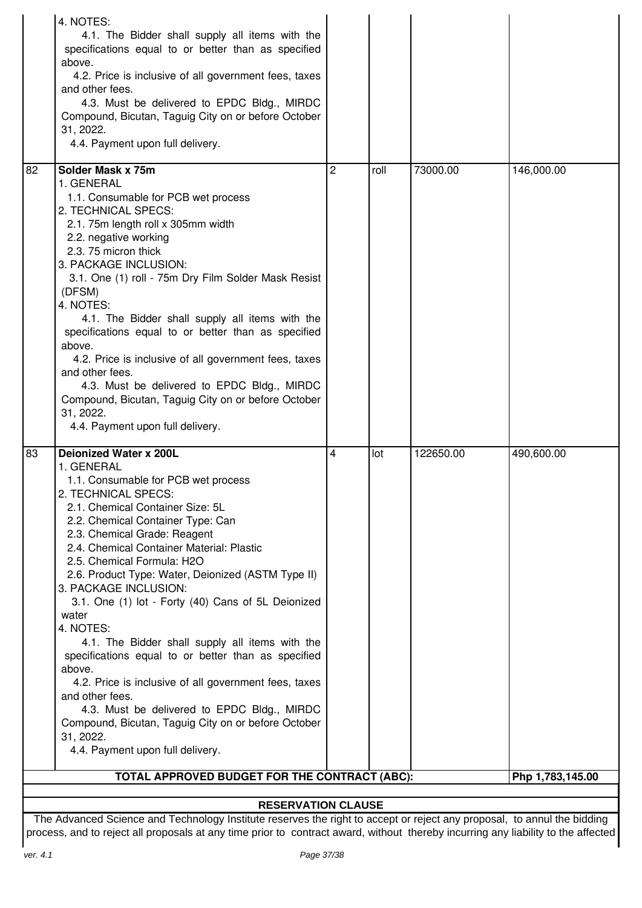| | | | | | |
|---|---|---|---|---|---|
| | 4. NOTES:<br>4.1. The Bidder shall supply all items with the specifications equal to or better than as specified above.<br>4.2. Price is inclusive of all government fees, taxes and other fees.<br>4.3. Must be delivered to EPDC Bldg., MIRDC Compound, Bicutan, Taguig City on or before October 31, 2022.<br>4.4. Payment upon full delivery. | | | | |
| 82 | **Solder Mask x 75m**<br>1. GENERAL<br>1.1. Consumable for PCB wet process<br>2. TECHNICAL SPECS:<br>2.1. 75m length roll x 305mm width<br>2.2. negative working<br>2.3. 75 micron thick<br>3. PACKAGE INCLUSION:<br>3.1. One (1) roll - 75m Dry Film Solder Mask Resist (DFSM)<br>4. NOTES:<br>4.1. The Bidder shall supply all items with the specifications equal to or better than as specified above.<br>4.2. Price is inclusive of all government fees, taxes and other fees.<br>4.3. Must be delivered to EPDC Bldg., MIRDC Compound, Bicutan, Taguig City on or before October 31, 2022.<br>4.4. Payment upon full delivery. | 2 | roll | 73000.00 | 146,000.00 |
| 83 | **Deionized Water x 200L**<br>1. GENERAL<br>1.1. Consumable for PCB wet process<br>2. TECHNICAL SPECS:<br>2.1. Chemical Container Size: 5L<br>2.2. Chemical Container Type: Can<br>2.3. Chemical Grade: Reagent<br>2.4. Chemical Container Material: Plastic<br>2.5. Chemical Formula: $H_2O$<br>2.6. Product Type: Water, Deionized (ASTM Type II)<br>3. PACKAGE INCLUSION:<br>3.1. One (1) lot - Forty (40) Cans of 5L Deionized water<br>4. NOTES:<br>4.1. The Bidder shall supply all items with the specifications equal to or better than as specified above.<br>4.2. Price is inclusive of all government fees, taxes and other fees.<br>4.3. Must be delivered to EPDC Bldg., MIRDC Compound, Bicutan, Taguig City on or before October 31, 2022.<br>4.4. Payment upon full delivery. | 4 | lot | 122650.00 | 490,600.00 |
| | **TOTAL APPROVED BUDGET FOR THE CONTRACT (ABC):** | | | | **Php 1,783,145.00** |

**RESERVATION CLAUSE**

The Advanced Science and Technology Institute reserves the right to accept or reject any proposal, to annul the bidding process, and to reject all proposals at any time prior to contract award, without thereby incurring any liability to the affected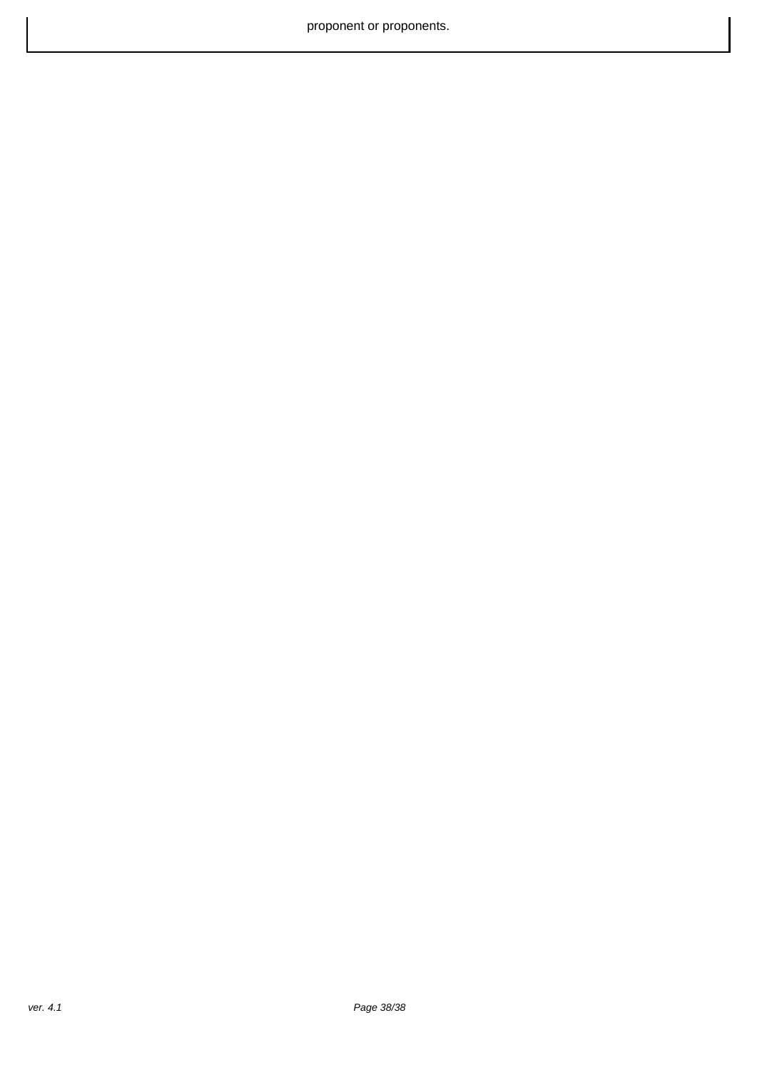proponent or proponents.